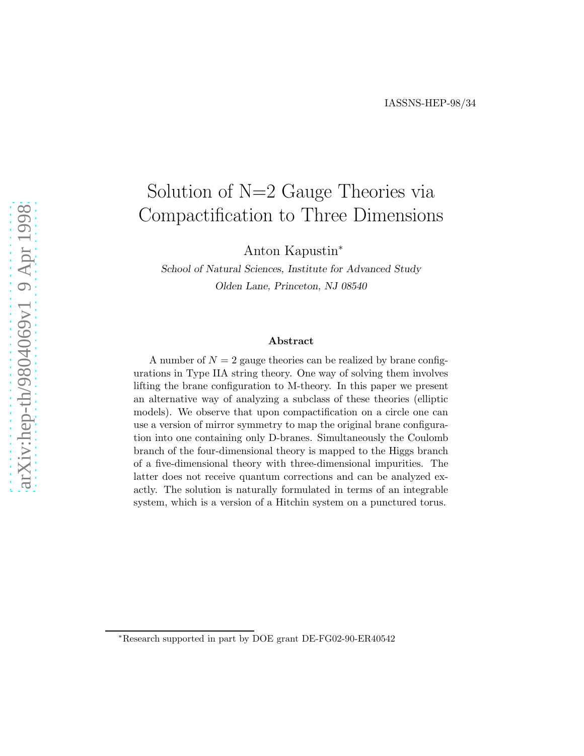IASSNS-HEP-98/34

# Solution of N=2 Gauge Theories via Compactification to Three Dimensions

Anton Kapustin*

*School of Natural Sciences, Institute for Advanced Study*
*Olden Lane, Princeton, NJ 08540*

### Abstract

A number of $N = 2$ gauge theories can be realized by brane configurations in Type IIA string theory. One way of solving them involves lifting the brane configuration to M-theory. In this paper we present an alternative way of analyzing a subclass of these theories (elliptic models). We observe that upon compactification on a circle one can use a version of mirror symmetry to map the original brane configuration into one containing only D-branes. Simultaneously the Coulomb branch of the four-dimensional theory is mapped to the Higgs branch of a five-dimensional theory with three-dimensional impurities. The latter does not receive quantum corrections and can be analyzed exactly. The solution is naturally formulated in terms of an integrable system, which is a version of a Hitchin system on a punctured torus.

*Research supported in part by DOE grant DE-FG02-90-ER40542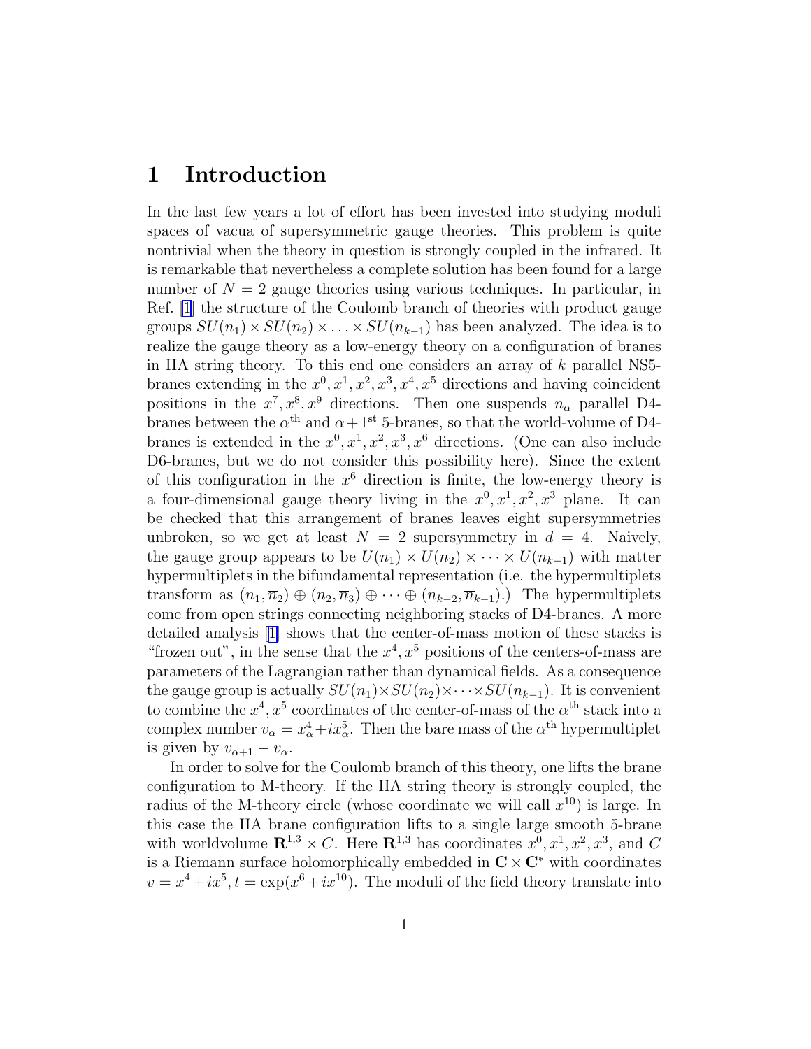# 1 Introduction

In the last few years a lot of effort has been invested into studying moduli spaces of vacua of supersymmetric gauge theories. This problem is quite nontrivial when the theory in question is strongly coupled in the infrared. It is remarkable that nevertheless a complete solution has been found for a large number of $N = 2$ gauge theories using various techniques. In particular, in Ref. [1] the structure of the Coulomb branch of theories with product gauge groups $SU(n_1) \times SU(n_2) \times \ldots \times SU(n_{k-1})$ has been analyzed. The idea is to realize the gauge theory as a low-energy theory on a configuration of branes in IIA string theory. To this end one considers an array of $k$ parallel NS5-branes extending in the $x^0, x^1, x^2, x^3, x^4, x^5$ directions and having coincident positions in the $x^7, x^8, x^9$ directions. Then one suspends $n_\alpha$ parallel D4-branes between the $\alpha^{\text{th}}$ and $\alpha + 1^{\text{st}}$ 5-branes, so that the world-volume of D4-branes is extended in the $x^0, x^1, x^2, x^3, x^6$ directions. (One can also include D6-branes, but we do not consider this possibility here). Since the extent of this configuration in the $x^6$ direction is finite, the low-energy theory is a four-dimensional gauge theory living in the $x^0, x^1, x^2, x^3$ plane. It can be checked that this arrangement of branes leaves eight supersymmetries unbroken, so we get at least $N = 2$ supersymmetry in $d = 4$. Naively, the gauge group appears to be $U(n_1) \times U(n_2) \times \cdots \times U(n_{k-1})$ with matter hypermultiplets in the bifundamental representation (i.e. the hypermultiplets transform as $(n_1, \overline{n}_2) \oplus (n_2, \overline{n}_3) \oplus \cdots \oplus (n_{k-2}, \overline{n}_{k-1})$.) The hypermultiplets come from open strings connecting neighboring stacks of D4-branes. A more detailed analysis [1] shows that the center-of-mass motion of these stacks is "frozen out", in the sense that the $x^4, x^5$ positions of the centers-of-mass are parameters of the Lagrangian rather than dynamical fields. As a consequence the gauge group is actually $SU(n_1) \times SU(n_2) \times \cdots \times SU(n_{k-1})$. It is convenient to combine the $x^4, x^5$ coordinates of the center-of-mass of the $\alpha^{\text{th}}$ stack into a complex number $v_\alpha = x^4_\alpha + i x^5_\alpha$. Then the bare mass of the $\alpha^{\text{th}}$ hypermultiplet is given by $v_{\alpha+1} - v_\alpha$.

In order to solve for the Coulomb branch of this theory, one lifts the brane configuration to M-theory. If the IIA string theory is strongly coupled, the radius of the M-theory circle (whose coordinate we will call $x^{10}$) is large. In this case the IIA brane configuration lifts to a single large smooth 5-brane with worldvolume $\mathbf{R}^{1,3} \times C$. Here $\mathbf{R}^{1,3}$ has coordinates $x^0, x^1, x^2, x^3$, and $C$ is a Riemann surface holomorphically embedded in $\mathbf{C} \times \mathbf{C}^*$ with coordinates $v = x^4 + ix^5, t = \exp(x^6 + ix^{10})$. The moduli of the field theory translate into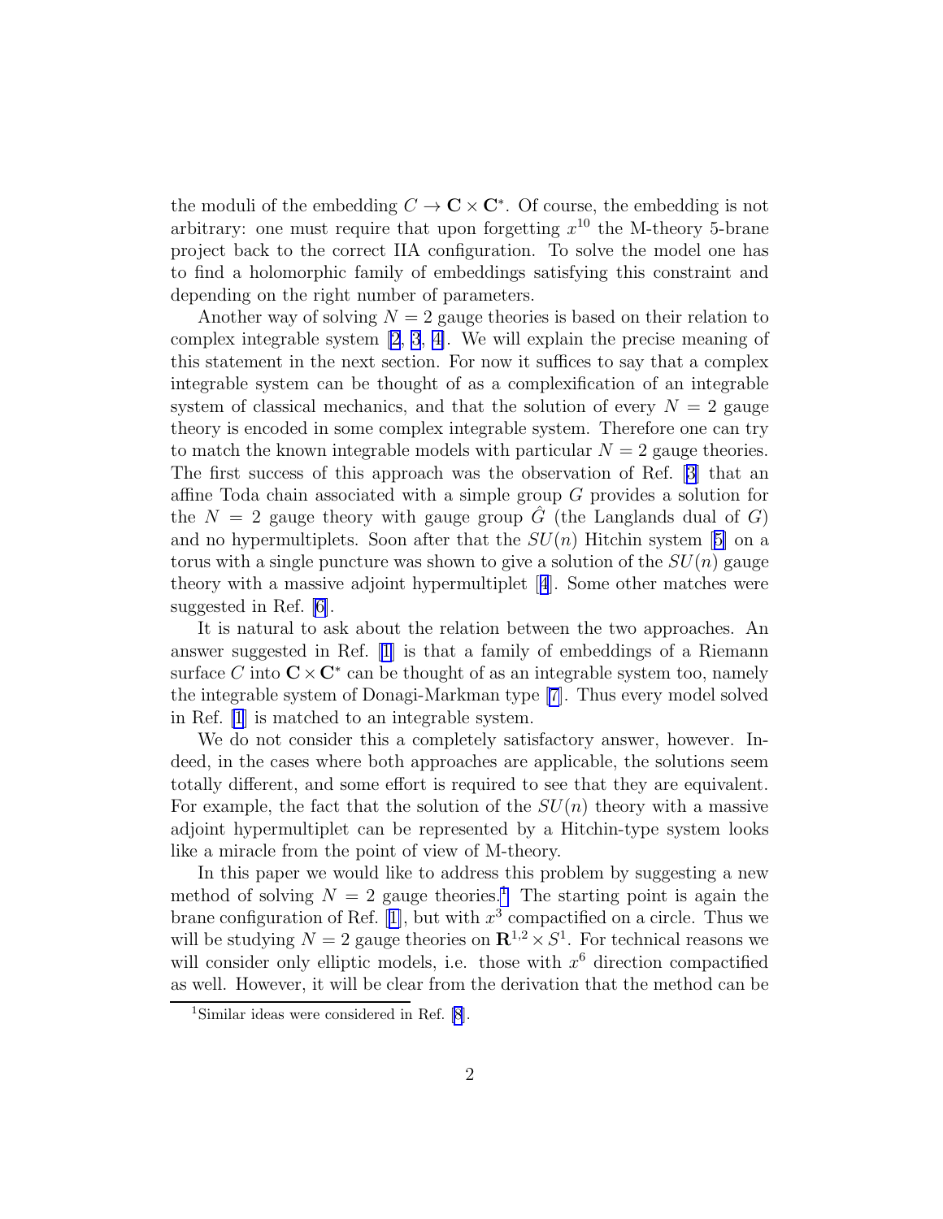the moduli of the embedding $C \to \mathbf{C} \times \mathbf{C}^*$. Of course, the embedding is not arbitrary: one must require that upon forgetting $x^{10}$ the M-theory 5-brane project back to the correct IIA configuration. To solve the model one has to find a holomorphic family of embeddings satisfying this constraint and depending on the right number of parameters.

Another way of solving $N = 2$ gauge theories is based on their relation to complex integrable system [2, 3, 4]. We will explain the precise meaning of this statement in the next section. For now it suffices to say that a complex integrable system can be thought of as a complexification of an integrable system of classical mechanics, and that the solution of every $N = 2$ gauge theory is encoded in some complex integrable system. Therefore one can try to match the known integrable models with particular $N = 2$ gauge theories. The first success of this approach was the observation of Ref. [3] that an affine Toda chain associated with a simple group $G$ provides a solution for the $N = 2$ gauge theory with gauge group $\hat{G}$ (the Langlands dual of $G$) and no hypermultiplets. Soon after that the $SU(n)$ Hitchin system [5] on a torus with a single puncture was shown to give a solution of the $SU(n)$ gauge theory with a massive adjoint hypermultiplet [4]. Some other matches were suggested in Ref. [6].

It is natural to ask about the relation between the two approaches. An answer suggested in Ref. [1] is that a family of embeddings of a Riemann surface $C$ into $\mathbf{C} \times \mathbf{C}^*$ can be thought of as an integrable system too, namely the integrable system of Donagi-Markman type [7]. Thus every model solved in Ref. [1] is matched to an integrable system.

We do not consider this a completely satisfactory answer, however. Indeed, in the cases where both approaches are applicable, the solutions seem totally different, and some effort is required to see that they are equivalent. For example, the fact that the solution of the $SU(n)$ theory with a massive adjoint hypermultiplet can be represented by a Hitchin-type system looks like a miracle from the point of view of M-theory.

In this paper we would like to address this problem by suggesting a new method of solving $N = 2$ gauge theories.[1] The starting point is again the brane configuration of Ref. [1], but with $x^3$ compactified on a circle. Thus we will be studying $N = 2$ gauge theories on $\mathbf{R}^{1,2} \times S^1$. For technical reasons we will consider only elliptic models, i.e. those with $x^6$ direction compactified as well. However, it will be clear from the derivation that the method can be

[1] Similar ideas were considered in Ref. [8].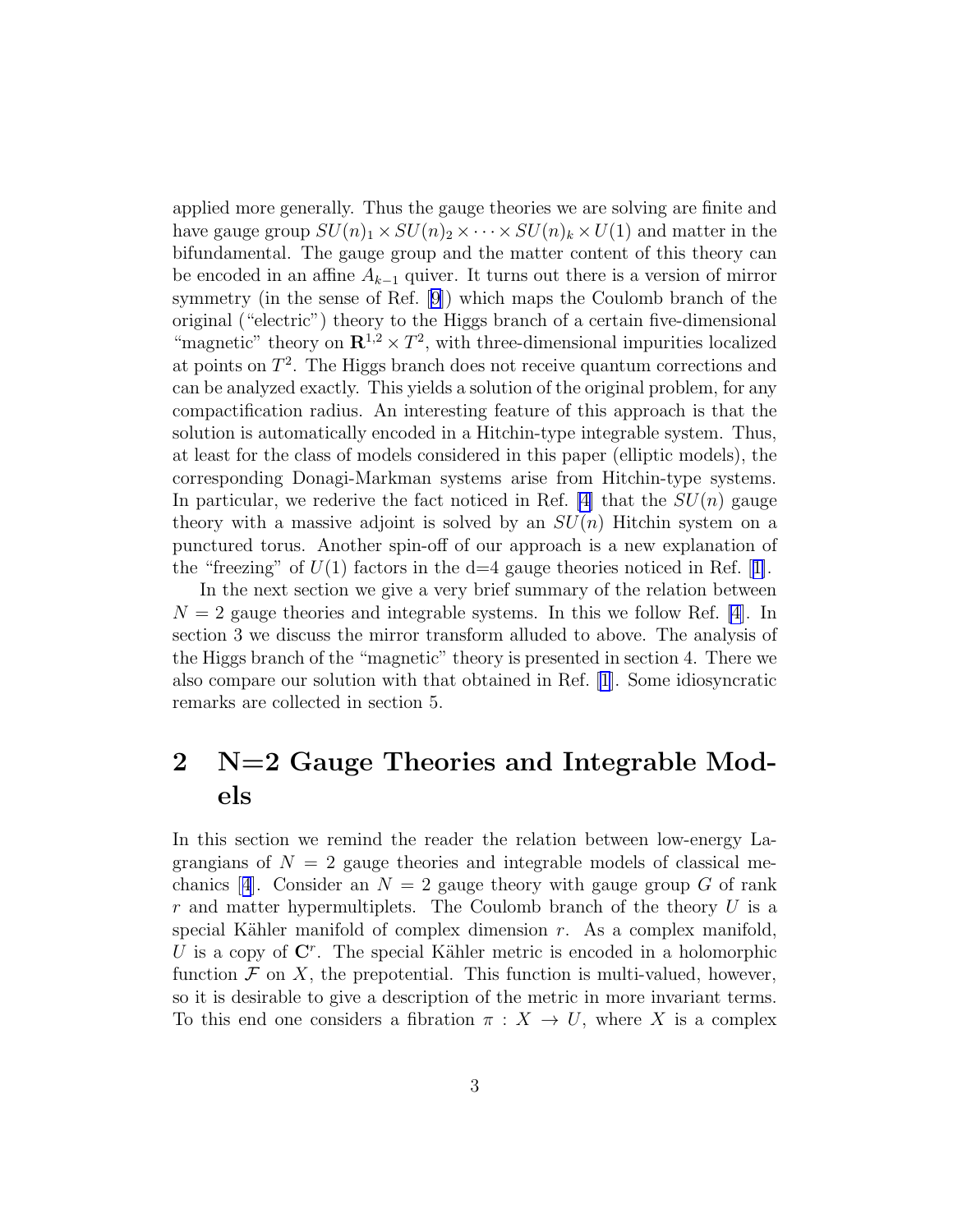applied more generally. Thus the gauge theories we are solving are finite and have gauge group $SU(n)_1 \times SU(n)_2 \times \cdots \times SU(n)_k \times U(1)$ and matter in the bifundamental. The gauge group and the matter content of this theory can be encoded in an affine $A_{k-1}$ quiver. It turns out there is a version of mirror symmetry (in the sense of Ref. [9]) which maps the Coulomb branch of the original ("electric") theory to the Higgs branch of a certain five-dimensional "magnetic" theory on $\mathbf{R}^{1,2} \times T^2$, with three-dimensional impurities localized at points on $T^2$. The Higgs branch does not receive quantum corrections and can be analyzed exactly. This yields a solution of the original problem, for any compactification radius. An interesting feature of this approach is that the solution is automatically encoded in a Hitchin-type integrable system. Thus, at least for the class of models considered in this paper (elliptic models), the corresponding Donagi-Markman systems arise from Hitchin-type systems. In particular, we rederive the fact noticed in Ref. [4] that the $SU(n)$ gauge theory with a massive adjoint is solved by an $SU(n)$ Hitchin system on a punctured torus. Another spin-off of our approach is a new explanation of the "freezing" of $U(1)$ factors in the d=4 gauge theories noticed in Ref. [1].

In the next section we give a very brief summary of the relation between $N = 2$ gauge theories and integrable systems. In this we follow Ref. [4]. In section 3 we discuss the mirror transform alluded to above. The analysis of the Higgs branch of the "magnetic" theory is presented in section 4. There we also compare our solution with that obtained in Ref. [1]. Some idiosyncratic remarks are collected in section 5.

# 2 N=2 Gauge Theories and Integrable Models

In this section we remind the reader the relation between low-energy Lagrangians of $N = 2$ gauge theories and integrable models of classical mechanics [4]. Consider an $N = 2$ gauge theory with gauge group $G$ of rank $r$ and matter hypermultiplets. The Coulomb branch of the theory $U$ is a special Kähler manifold of complex dimension $r$. As a complex manifold, $U$ is a copy of $\mathbf{C}^r$. The special Kähler metric is encoded in a holomorphic function $\mathcal{F}$ on $X$, the prepotential. This function is multi-valued, however, so it is desirable to give a description of the metric in more invariant terms. To this end one considers a fibration $\pi : X \to U$, where $X$ is a complex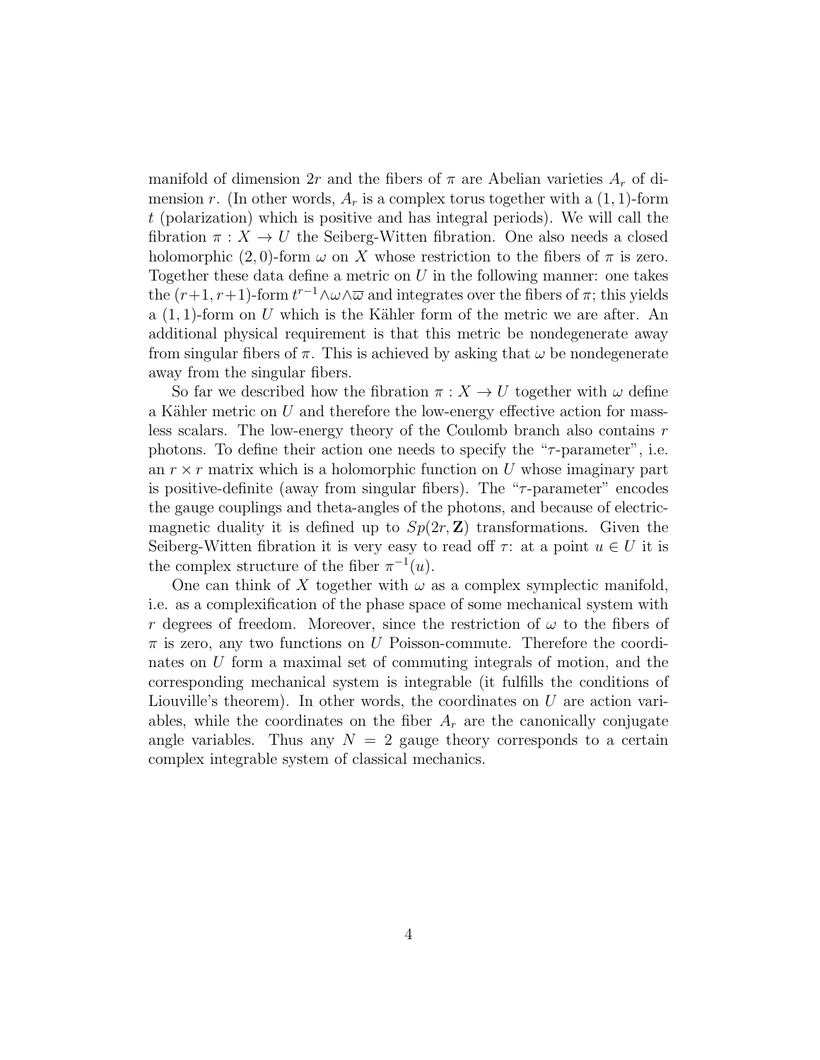manifold of dimension $2r$ and the fibers of $\pi$ are Abelian varieties $A_r$ of dimension $r$. (In other words, $A_r$ is a complex torus together with a $(1,1)$-form $t$ (polarization) which is positive and has integral periods). We will call the fibration $\pi : X \to U$ the Seiberg-Witten fibration. One also needs a closed holomorphic $(2,0)$-form $\omega$ on $X$ whose restriction to the fibers of $\pi$ is zero. Together these data define a metric on $U$ in the following manner: one takes the $(r+1, r+1)$-form $t^{r-1} \wedge \omega \wedge \overline{\omega}$ and integrates over the fibers of $\pi$; this yields a $(1,1)$-form on $U$ which is the Kähler form of the metric we are after. An additional physical requirement is that this metric be nondegenerate away from singular fibers of $\pi$. This is achieved by asking that $\omega$ be nondegenerate away from the singular fibers.

So far we described how the fibration $\pi : X \to U$ together with $\omega$ define a Kähler metric on $U$ and therefore the low-energy effective action for massless scalars. The low-energy theory of the Coulomb branch also contains $r$ photons. To define their action one needs to specify the "$\tau$-parameter", i.e. an $r \times r$ matrix which is a holomorphic function on $U$ whose imaginary part is positive-definite (away from singular fibers). The "$\tau$-parameter" encodes the gauge couplings and theta-angles of the photons, and because of electric-magnetic duality it is defined up to $Sp(2r, \mathbf{Z})$ transformations. Given the Seiberg-Witten fibration it is very easy to read off $\tau$: at a point $u \in U$ it is the complex structure of the fiber $\pi^{-1}(u)$.

One can think of $X$ together with $\omega$ as a complex symplectic manifold, i.e. as a complexification of the phase space of some mechanical system with $r$ degrees of freedom. Moreover, since the restriction of $\omega$ to the fibers of $\pi$ is zero, any two functions on $U$ Poisson-commute. Therefore the coordinates on $U$ form a maximal set of commuting integrals of motion, and the corresponding mechanical system is integrable (it fulfills the conditions of Liouville's theorem). In other words, the coordinates on $U$ are action variables, while the coordinates on the fiber $A_r$ are the canonically conjugate angle variables. Thus any $N = 2$ gauge theory corresponds to a certain complex integrable system of classical mechanics.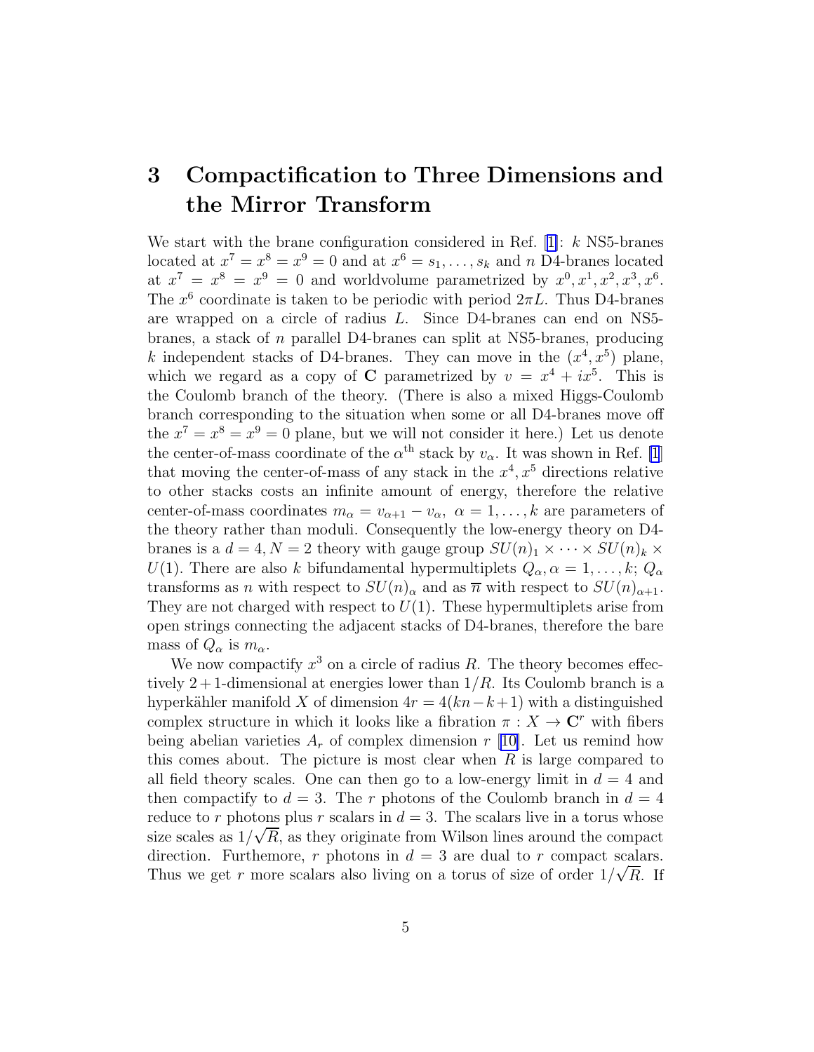# 3 Compactification to Three Dimensions and the Mirror Transform

We start with the brane configuration considered in Ref. [1]: $k$ NS5-branes located at $x^7 = x^8 = x^9 = 0$ and at $x^6 = s_1, \ldots, s_k$ and $n$ D4-branes located at $x^7 = x^8 = x^9 = 0$ and worldvolume parametrized by $x^0, x^1, x^2, x^3, x^6$. The $x^6$ coordinate is taken to be periodic with period $2\pi L$. Thus D4-branes are wrapped on a circle of radius $L$. Since D4-branes can end on NS5-branes, a stack of $n$ parallel D4-branes can split at NS5-branes, producing $k$ independent stacks of D4-branes. They can move in the $(x^4, x^5)$ plane, which we regard as a copy of $\mathbf{C}$ parametrized by $v = x^4 + ix^5$. This is the Coulomb branch of the theory. (There is also a mixed Higgs-Coulomb branch corresponding to the situation when some or all D4-branes move off the $x^7 = x^8 = x^9 = 0$ plane, but we will not consider it here.) Let us denote the center-of-mass coordinate of the $\alpha^{\text{th}}$ stack by $v_\alpha$. It was shown in Ref. [1] that moving the center-of-mass of any stack in the $x^4, x^5$ directions relative to other stacks costs an infinite amount of energy, therefore the relative center-of-mass coordinates $m_\alpha = v_{\alpha+1} - v_\alpha,\ \alpha = 1, \ldots, k$ are parameters of the theory rather than moduli. Consequently the low-energy theory on D4-branes is a $d = 4, N = 2$ theory with gauge group $SU(n)_1 \times \cdots \times SU(n)_k \times U(1)$. There are also $k$ bifundamental hypermultiplets $Q_\alpha, \alpha = 1, \ldots, k$; $Q_\alpha$ transforms as $n$ with respect to $SU(n)_\alpha$ and as $\overline{n}$ with respect to $SU(n)_{\alpha+1}$. They are not charged with respect to $U(1)$. These hypermultiplets arise from open strings connecting the adjacent stacks of D4-branes, therefore the bare mass of $Q_\alpha$ is $m_\alpha$.

We now compactify $x^3$ on a circle of radius $R$. The theory becomes effectively $2+1$-dimensional at energies lower than $1/R$. Its Coulomb branch is a hyperkähler manifold $X$ of dimension $4r = 4(kn - k + 1)$ with a distinguished complex structure in which it looks like a fibration $\pi : X \to \mathbf{C}^r$ with fibers being abelian varieties $A_r$ of complex dimension $r$ [10]. Let us remind how this comes about. The picture is most clear when $R$ is large compared to all field theory scales. One can then go to a low-energy limit in $d = 4$ and then compactify to $d = 3$. The $r$ photons of the Coulomb branch in $d = 4$ reduce to $r$ photons plus $r$ scalars in $d = 3$. The scalars live in a torus whose size scales as $1/\sqrt{R}$, as they originate from Wilson lines around the compact direction. Furthemore, $r$ photons in $d = 3$ are dual to $r$ compact scalars. Thus we get $r$ more scalars also living on a torus of size of order $1/\sqrt{R}$. If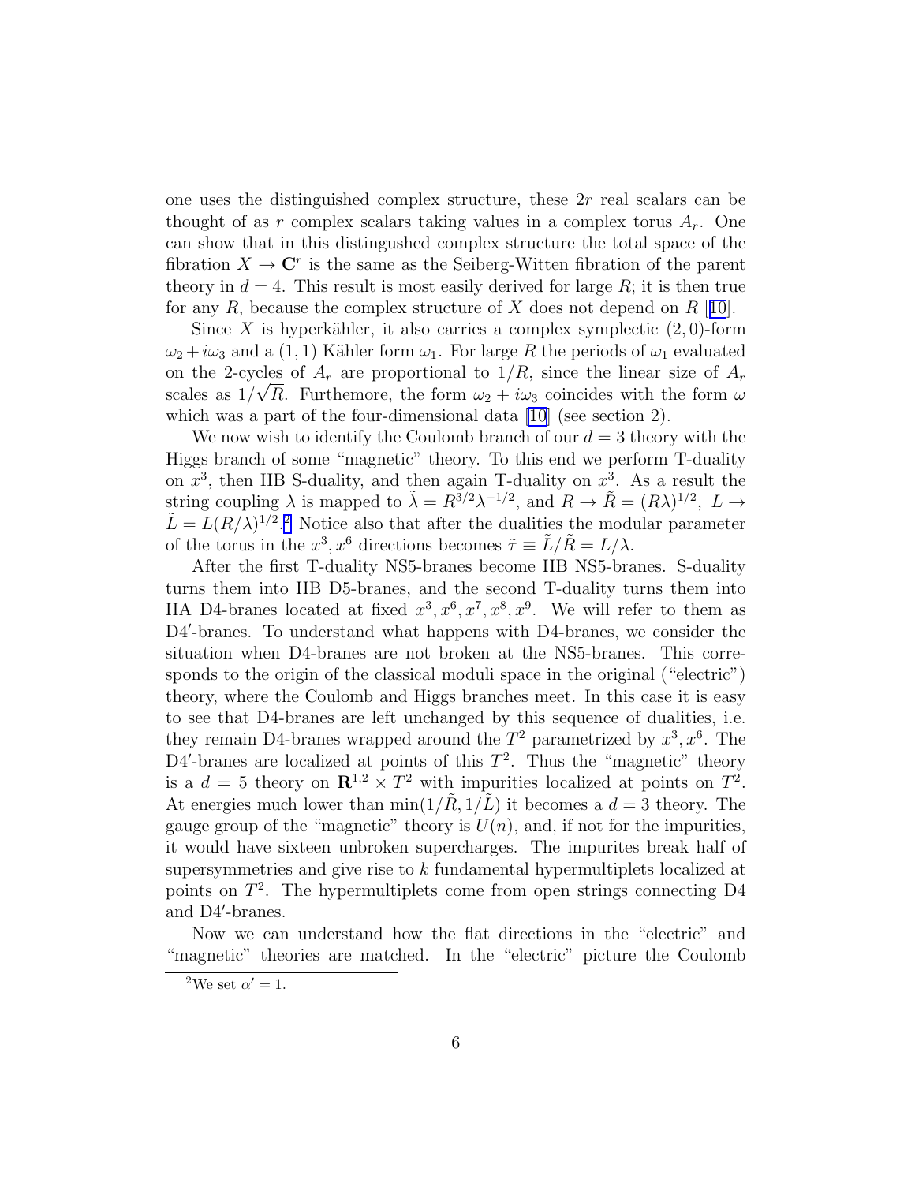one uses the distinguished complex structure, these $2r$ real scalars can be thought of as $r$ complex scalars taking values in a complex torus $A_r$. One can show that in this distingushed complex structure the total space of the fibration $X \to \mathbf{C}^r$ is the same as the Seiberg-Witten fibration of the parent theory in $d = 4$. This result is most easily derived for large $R$; it is then true for any $R$, because the complex structure of $X$ does not depend on $R$ [10].

Since $X$ is hyperkähler, it also carries a complex symplectic $(2,0)$-form $\omega_2 + i\omega_3$ and a $(1,1)$ Kähler form $\omega_1$. For large $R$ the periods of $\omega_1$ evaluated on the 2-cycles of $A_r$ are proportional to $1/R$, since the linear size of $A_r$ scales as $1/\sqrt{R}$. Furthemore, the form $\omega_2 + i\omega_3$ coincides with the form $\omega$ which was a part of the four-dimensional data [10] (see section 2).

We now wish to identify the Coulomb branch of our $d = 3$ theory with the Higgs branch of some "magnetic" theory. To this end we perform T-duality on $x^3$, then IIB S-duality, and then again T-duality on $x^3$. As a result the string coupling $\lambda$ is mapped to $\tilde{\lambda} = R^{3/2}\lambda^{-1/2}$, and $R \to \tilde{R} = (R\lambda)^{1/2}$, $L \to \tilde{L} = L(R/\lambda)^{1/2}$.[2] Notice also that after the dualities the modular parameter of the torus in the $x^3, x^6$ directions becomes $\tilde{\tau} \equiv \tilde{L}/\tilde{R} = L/\lambda$.

After the first T-duality NS5-branes become IIB NS5-branes. S-duality turns them into IIB D5-branes, and the second T-duality turns them into IIA D4-branes located at fixed $x^3, x^6, x^7, x^8, x^9$. We will refer to them as D4′-branes. To understand what happens with D4-branes, we consider the situation when D4-branes are not broken at the NS5-branes. This corresponds to the origin of the classical moduli space in the original ("electric") theory, where the Coulomb and Higgs branches meet. In this case it is easy to see that D4-branes are left unchanged by this sequence of dualities, i.e. they remain D4-branes wrapped around the $T^2$ parametrized by $x^3, x^6$. The D4′-branes are localized at points of this $T^2$. Thus the "magnetic" theory is a $d = 5$ theory on $\mathbf{R}^{1,2} \times T^2$ with impurities localized at points on $T^2$. At energies much lower than $\min(1/\tilde{R}, 1/\tilde{L})$ it becomes a $d = 3$ theory. The gauge group of the "magnetic" theory is $U(n)$, and, if not for the impurities, it would have sixteen unbroken supercharges. The impurites break half of supersymmetries and give rise to $k$ fundamental hypermultiplets localized at points on $T^2$. The hypermultiplets come from open strings connecting D4 and D4′-branes.

Now we can understand how the flat directions in the "electric" and "magnetic" theories are matched. In the "electric" picture the Coulomb

[2] We set $\alpha' = 1$.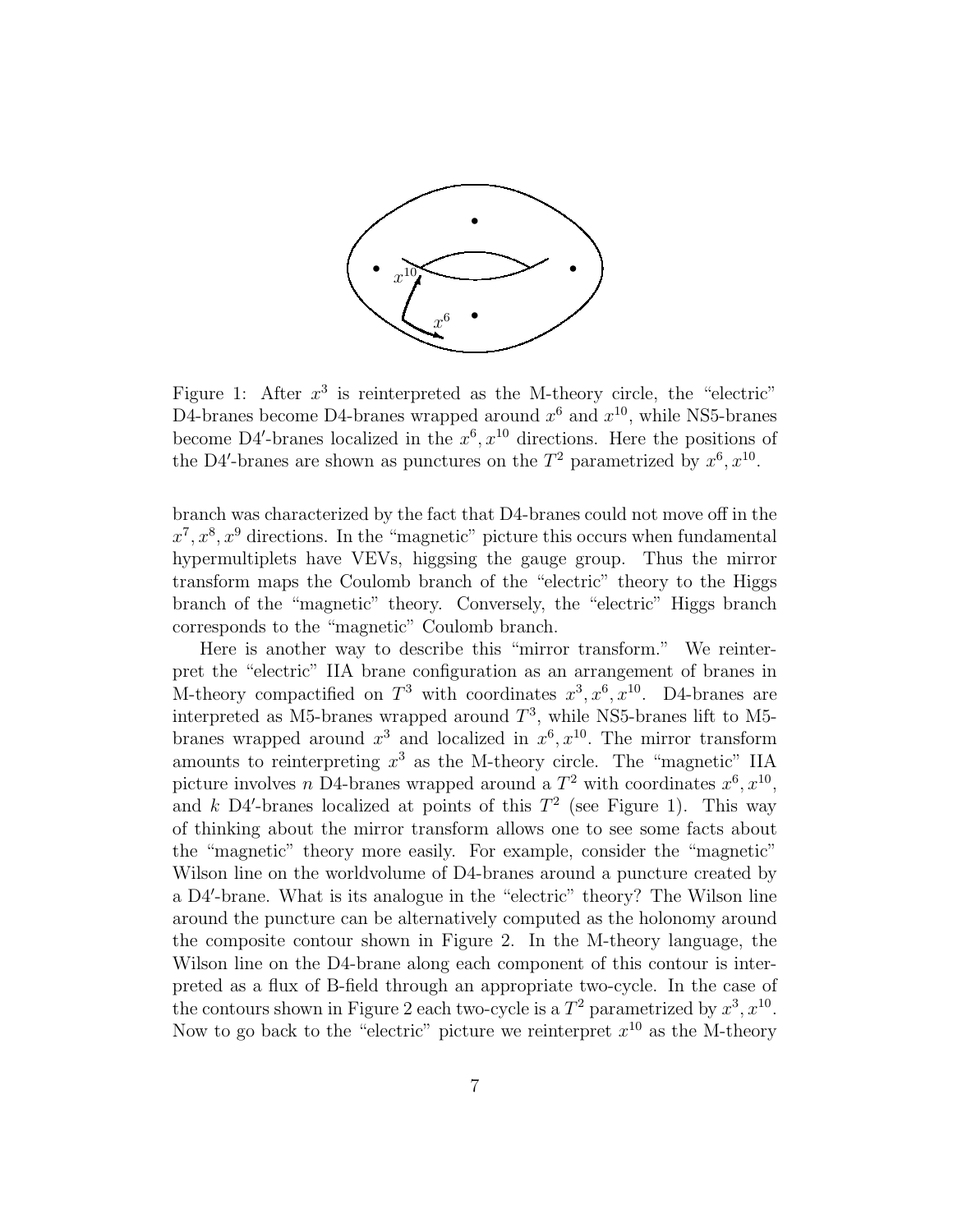Figure 1: After $x^3$ is reinterpreted as the M-theory circle, the "electric" D4-branes become D4-branes wrapped around $x^6$ and $x^{10}$, while NS5-branes become D4$'$-branes localized in the $x^6, x^{10}$ directions. Here the positions of the D4$'$-branes are shown as punctures on the $T^2$ parametrized by $x^6, x^{10}$.

branch was characterized by the fact that D4-branes could not move off in the $x^7, x^8, x^9$ directions. In the "magnetic" picture this occurs when fundamental hypermultiplets have VEVs, higgsing the gauge group. Thus the mirror transform maps the Coulomb branch of the "electric" theory to the Higgs branch of the "magnetic" theory. Conversely, the "electric" Higgs branch corresponds to the "magnetic" Coulomb branch.

Here is another way to describe this "mirror transform." We reinterpret the "electric" IIA brane configuration as an arrangement of branes in M-theory compactified on $T^3$ with coordinates $x^3, x^6, x^{10}$. D4-branes are interpreted as M5-branes wrapped around $T^3$, while NS5-branes lift to M5-branes wrapped around $x^3$ and localized in $x^6, x^{10}$. The mirror transform amounts to reinterpreting $x^3$ as the M-theory circle. The "magnetic" IIA picture involves $n$ D4-branes wrapped around a $T^2$ with coordinates $x^6, x^{10}$, and $k$ D4$'$-branes localized at points of this $T^2$ (see Figure 1). This way of thinking about the mirror transform allows one to see some facts about the "magnetic" theory more easily. For example, consider the "magnetic" Wilson line on the worldvolume of D4-branes around a puncture created by a D4$'$-brane. What is its analogue in the "electric" theory? The Wilson line around the puncture can be alternatively computed as the holonomy around the composite contour shown in Figure 2. In the M-theory language, the Wilson line on the D4-brane along each component of this contour is interpreted as a flux of B-field through an appropriate two-cycle. In the case of the contours shown in Figure 2 each two-cycle is a $T^2$ parametrized by $x^3, x^{10}$. Now to go back to the "electric" picture we reinterpret $x^{10}$ as the M-theory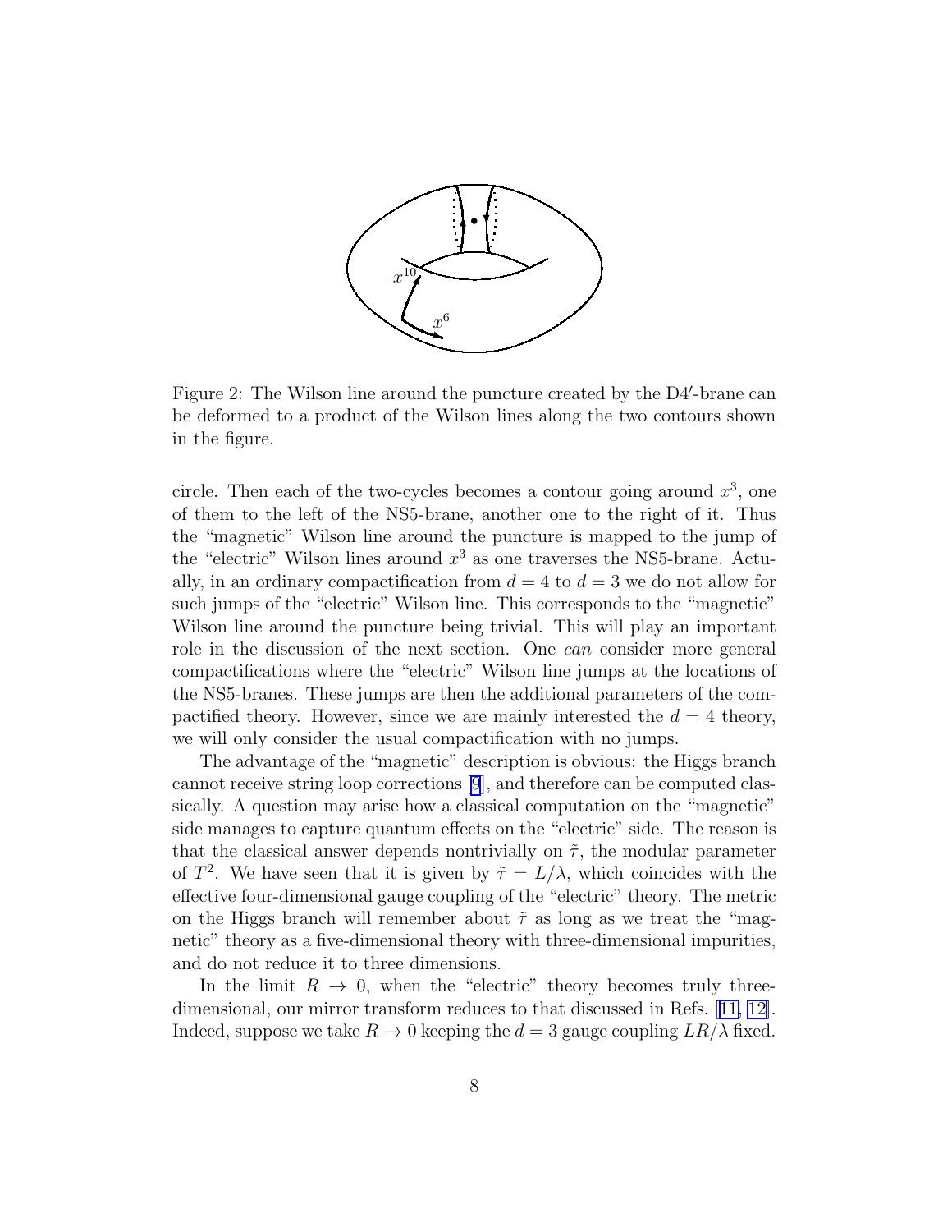Figure 2: The Wilson line around the puncture created by the D4′-brane can be deformed to a product of the Wilson lines along the two contours shown in the figure.

circle. Then each of the two-cycles becomes a contour going around $x^3$, one of them to the left of the NS5-brane, another one to the right of it. Thus the "magnetic" Wilson line around the puncture is mapped to the jump of the "electric" Wilson lines around $x^3$ as one traverses the NS5-brane. Actually, in an ordinary compactification from $d = 4$ to $d = 3$ we do not allow for such jumps of the "electric" Wilson line. This corresponds to the "magnetic" Wilson line around the puncture being trivial. This will play an important role in the discussion of the next section. One *can* consider more general compactifications where the "electric" Wilson line jumps at the locations of the NS5-branes. These jumps are then the additional parameters of the compactified theory. However, since we are mainly interested the $d = 4$ theory, we will only consider the usual compactification with no jumps.

The advantage of the "magnetic" description is obvious: the Higgs branch cannot receive string loop corrections [9], and therefore can be computed classically. A question may arise how a classical computation on the "magnetic" side manages to capture quantum effects on the "electric" side. The reason is that the classical answer depends nontrivially on $\tilde{\tau}$, the modular parameter of $T^2$. We have seen that it is given by $\tilde{\tau} = L/\lambda$, which coincides with the effective four-dimensional gauge coupling of the "electric" theory. The metric on the Higgs branch will remember about $\tilde{\tau}$ as long as we treat the "magnetic" theory as a five-dimensional theory with three-dimensional impurities, and do not reduce it to three dimensions.

In the limit $R \to 0$, when the "electric" theory becomes truly three-dimensional, our mirror transform reduces to that discussed in Refs. [11, 12]. Indeed, suppose we take $R \to 0$ keeping the $d = 3$ gauge coupling $LR/\lambda$ fixed.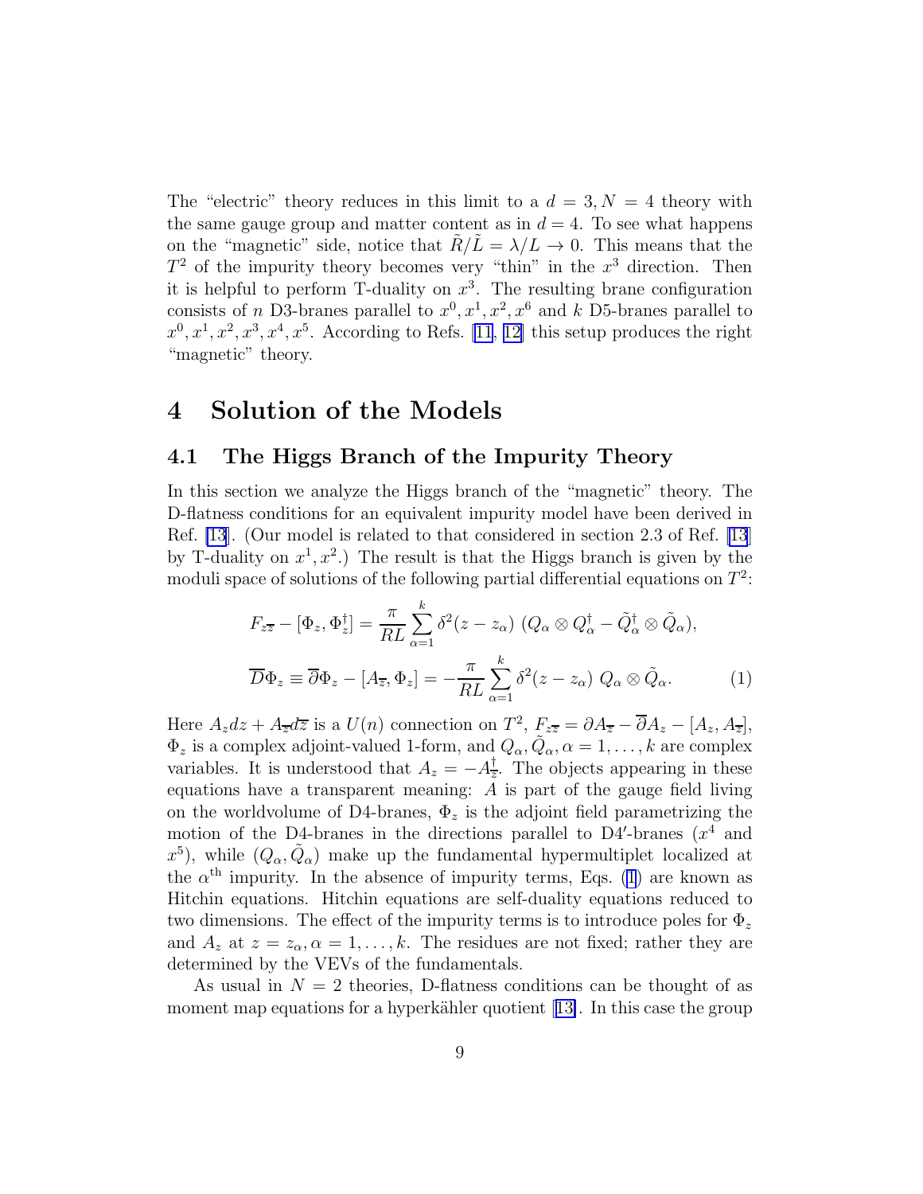The "electric" theory reduces in this limit to a $d = 3, N = 4$ theory with the same gauge group and matter content as in $d = 4$. To see what happens on the "magnetic" side, notice that $\tilde{R}/\tilde{L} = \lambda/L \to 0$. This means that the $T^2$ of the impurity theory becomes very "thin" in the $x^3$ direction. Then it is helpful to perform T-duality on $x^3$. The resulting brane configuration consists of $n$ D3-branes parallel to $x^0, x^1, x^2, x^6$ and $k$ D5-branes parallel to $x^0, x^1, x^2, x^3, x^4, x^5$. According to Refs. [11, 12] this setup produces the right "magnetic" theory.

# 4 Solution of the Models

## 4.1 The Higgs Branch of the Impurity Theory

In this section we analyze the Higgs branch of the "magnetic" theory. The D-flatness conditions for an equivalent impurity model have been derived in Ref. [13]. (Our model is related to that considered in section 2.3 of Ref. [13] by T-duality on $x^1, x^2$.) The result is that the Higgs branch is given by the moduli space of solutions of the following partial differential equations on $T^2$:

$$F_{z\overline{z}} - [\Phi_z, \Phi_z^\dagger] = \frac{\pi}{RL} \sum_{\alpha=1}^{k} \delta^2(z - z_\alpha)\ (Q_\alpha \otimes Q_\alpha^\dagger - \tilde{Q}_\alpha^\dagger \otimes \tilde{Q}_\alpha),$$

$$\overline{D}\Phi_z \equiv \overline{\partial}\Phi_z - [A_{\overline{z}}, \Phi_z] = -\frac{\pi}{RL} \sum_{\alpha=1}^{k} \delta^2(z - z_\alpha)\ Q_\alpha \otimes \tilde{Q}_\alpha. \qquad (1)$$

Here $A_z dz + A_{\overline{z}} d\overline{z}$ is a $U(n)$ connection on $T^2$, $F_{z\overline{z}} = \partial A_{\overline{z}} - \overline{\partial} A_z - [A_z, A_{\overline{z}}]$, $\Phi_z$ is a complex adjoint-valued 1-form, and $Q_\alpha, \tilde{Q}_\alpha, \alpha = 1, \ldots, k$ are complex variables. It is understood that $A_z = -A_{\overline{z}}^\dagger$. The objects appearing in these equations have a transparent meaning: $A$ is part of the gauge field living on the worldvolume of D4-branes, $\Phi_z$ is the adjoint field parametrizing the motion of the D4-branes in the directions parallel to D4′-branes ($x^4$ and $x^5$), while $(Q_\alpha, \tilde{Q}_\alpha)$ make up the fundamental hypermultiplet localized at the $\alpha^{\text{th}}$ impurity. In the absence of impurity terms, Eqs. (1) are known as Hitchin equations. Hitchin equations are self-duality equations reduced to two dimensions. The effect of the impurity terms is to introduce poles for $\Phi_z$ and $A_z$ at $z = z_\alpha, \alpha = 1, \ldots, k$. The residues are not fixed; rather they are determined by the VEVs of the fundamentals.

As usual in $N = 2$ theories, D-flatness conditions can be thought of as moment map equations for a hyperkähler quotient [13]. In this case the group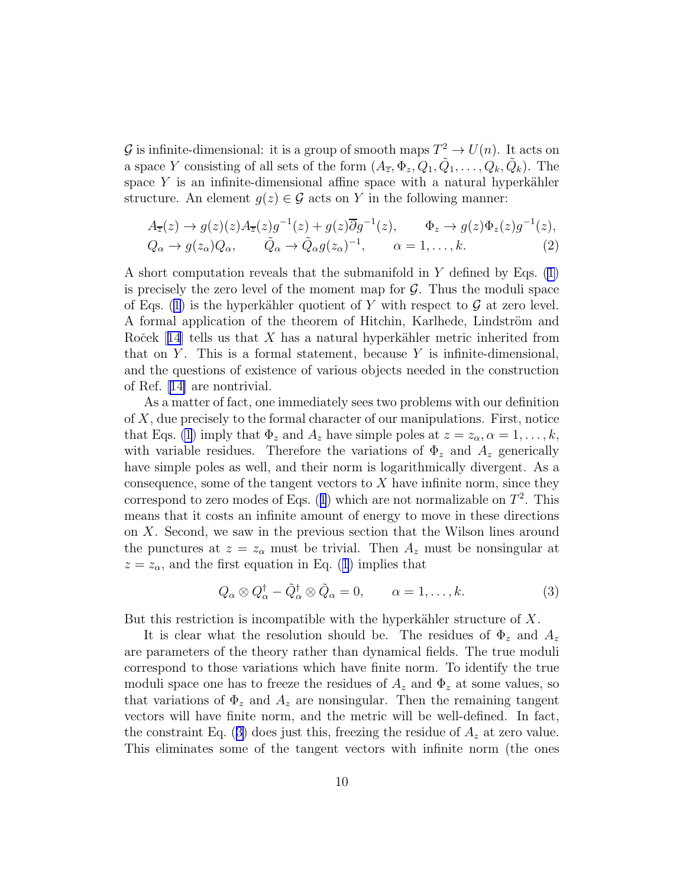$\mathcal{G}$ is infinite-dimensional: it is a group of smooth maps $T^2 \to U(n)$. It acts on a space $Y$ consisting of all sets of the form $(A_{\overline{z}}, \Phi_z, Q_1, \tilde{Q}_1, \ldots, Q_k, \tilde{Q}_k)$. The space $Y$ is an infinite-dimensional affine space with a natural hyperkähler structure. An element $g(z) \in \mathcal{G}$ acts on $Y$ in the following manner:

$$
\begin{aligned}
&A_{\overline{z}}(z) \to g(z)(z)A_{\overline{z}}(z)g^{-1}(z) + g(z)\overline{\partial}g^{-1}(z), \qquad \Phi_z \to g(z)\Phi_z(z)g^{-1}(z), \\
&Q_\alpha \to g(z_\alpha)Q_\alpha, \qquad \tilde{Q}_\alpha \to \tilde{Q}_\alpha g(z_\alpha)^{-1}, \qquad \alpha = 1, \ldots, k. \qquad (2)
\end{aligned}
$$

A short computation reveals that the submanifold in $Y$ defined by Eqs. (1) is precisely the zero level of the moment map for $\mathcal{G}$. Thus the moduli space of Eqs. (1) is the hyperkähler quotient of $Y$ with respect to $\mathcal{G}$ at zero level. A formal application of the theorem of Hitchin, Karlhede, Lindström and Roček [14] tells us that $X$ has a natural hyperkähler metric inherited from that on $Y$. This is a formal statement, because $Y$ is infinite-dimensional, and the questions of existence of various objects needed in the construction of Ref. [14] are nontrivial.

As a matter of fact, one immediately sees two problems with our definition of $X$, due precisely to the formal character of our manipulations. First, notice that Eqs. (1) imply that $\Phi_z$ and $A_z$ have simple poles at $z = z_\alpha, \alpha = 1, \ldots, k$, with variable residues. Therefore the variations of $\Phi_z$ and $A_z$ generically have simple poles as well, and their norm is logarithmically divergent. As a consequence, some of the tangent vectors to $X$ have infinite norm, since they correspond to zero modes of Eqs. (1) which are not normalizable on $T^2$. This means that it costs an infinite amount of energy to move in these directions on $X$. Second, we saw in the previous section that the Wilson lines around the punctures at $z = z_\alpha$ must be trivial. Then $A_z$ must be nonsingular at $z = z_\alpha$, and the first equation in Eq. (1) implies that

$$
Q_\alpha \otimes Q_\alpha^\dagger - \tilde{Q}_\alpha^\dagger \otimes \tilde{Q}_\alpha = 0, \qquad \alpha = 1, \ldots, k. \qquad (3)
$$

But this restriction is incompatible with the hyperkähler structure of $X$.

It is clear what the resolution should be. The residues of $\Phi_z$ and $A_z$ are parameters of the theory rather than dynamical fields. The true moduli correspond to those variations which have finite norm. To identify the true moduli space one has to freeze the residues of $A_z$ and $\Phi_z$ at some values, so that variations of $\Phi_z$ and $A_z$ are nonsingular. Then the remaining tangent vectors will have finite norm, and the metric will be well-defined. In fact, the constraint Eq. (3) does just this, freezing the residue of $A_z$ at zero value. This eliminates some of the tangent vectors with infinite norm (the ones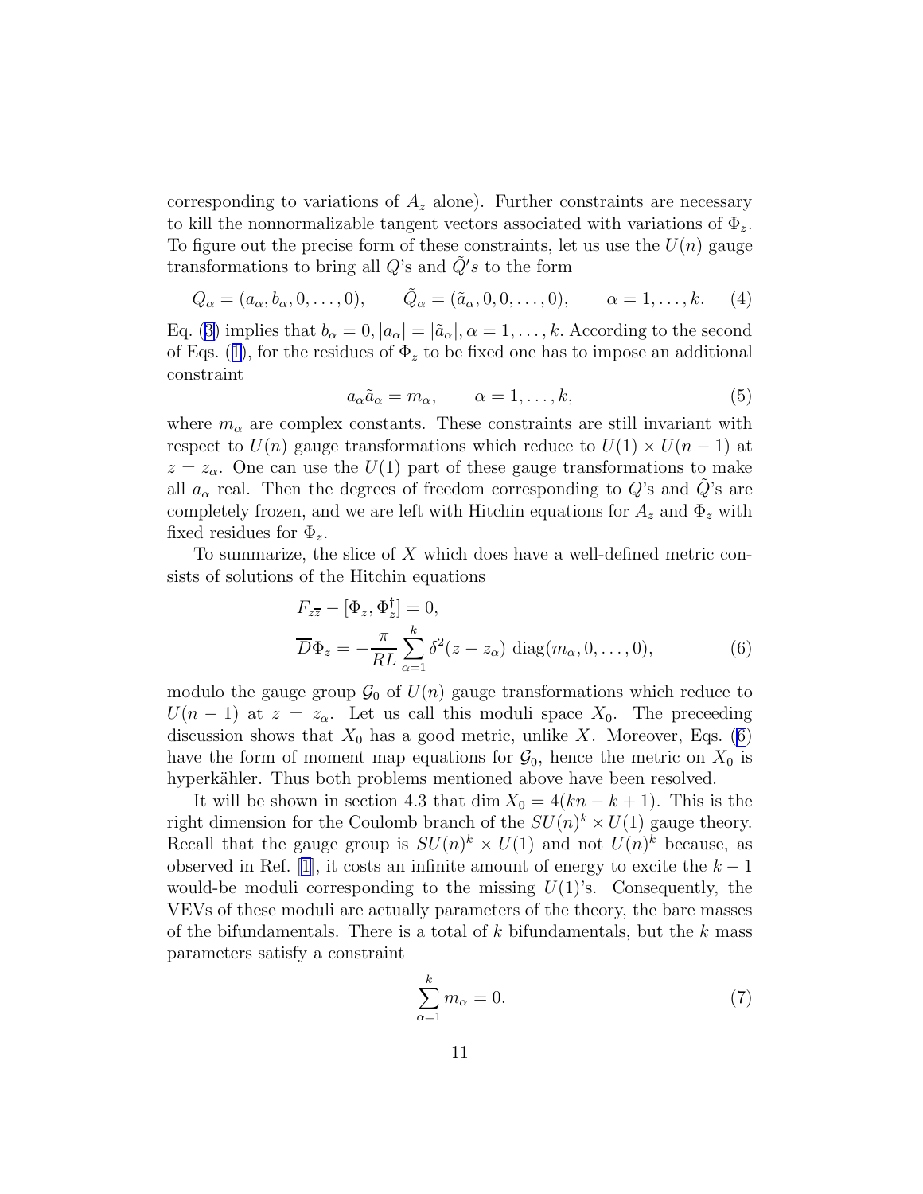corresponding to variations of $A_z$ alone). Further constraints are necessary to kill the nonnormalizable tangent vectors associated with variations of $\Phi_z$. To figure out the precise form of these constraints, let us use the $U(n)$ gauge transformations to bring all $Q$'s and $\tilde{Q}'s$ to the form

$$Q_\alpha = (a_\alpha, b_\alpha, 0, \ldots, 0), \qquad \tilde{Q}_\alpha = (\tilde{a}_\alpha, 0, 0, \ldots, 0), \qquad \alpha = 1, \ldots, k. \tag{4}$$

Eq. (3) implies that $b_\alpha = 0, |a_\alpha| = |\tilde{a}_\alpha|, \alpha = 1, \ldots, k$. According to the second of Eqs. (1), for the residues of $\Phi_z$ to be fixed one has to impose an additional constraint

$$a_\alpha \tilde{a}_\alpha = m_\alpha, \qquad \alpha = 1, \ldots, k, \tag{5}$$

where $m_\alpha$ are complex constants. These constraints are still invariant with respect to $U(n)$ gauge transformations which reduce to $U(1) \times U(n-1)$ at $z = z_\alpha$. One can use the $U(1)$ part of these gauge transformations to make all $a_\alpha$ real. Then the degrees of freedom corresponding to $Q$'s and $\tilde{Q}$'s are completely frozen, and we are left with Hitchin equations for $A_z$ and $\Phi_z$ with fixed residues for $\Phi_z$.

To summarize, the slice of $X$ which does have a well-defined metric consists of solutions of the Hitchin equations

$$\begin{aligned} F_{z\bar{z}} - [\Phi_z, \Phi_z^\dagger] &= 0, \\ \overline{D}\Phi_z &= -\frac{\pi}{RL} \sum_{\alpha=1}^{k} \delta^2(z - z_\alpha)\, \mathrm{diag}(m_\alpha, 0, \ldots, 0), \end{aligned} \tag{6}$$

modulo the gauge group $\mathcal{G}_0$ of $U(n)$ gauge transformations which reduce to $U(n-1)$ at $z = z_\alpha$. Let us call this moduli space $X_0$. The preceeding discussion shows that $X_0$ has a good metric, unlike $X$. Moreover, Eqs. (6) have the form of moment map equations for $\mathcal{G}_0$, hence the metric on $X_0$ is hyperkähler. Thus both problems mentioned above have been resolved.

It will be shown in section 4.3 that $\dim X_0 = 4(kn - k + 1)$. This is the right dimension for the Coulomb branch of the $SU(n)^k \times U(1)$ gauge theory. Recall that the gauge group is $SU(n)^k \times U(1)$ and not $U(n)^k$ because, as observed in Ref. [1], it costs an infinite amount of energy to excite the $k-1$ would-be moduli corresponding to the missing $U(1)$'s. Consequently, the VEVs of these moduli are actually parameters of the theory, the bare masses of the bifundamentals. There is a total of $k$ bifundamentals, but the $k$ mass parameters satisfy a constraint

$$\sum_{\alpha=1}^{k} m_\alpha = 0. \tag{7}$$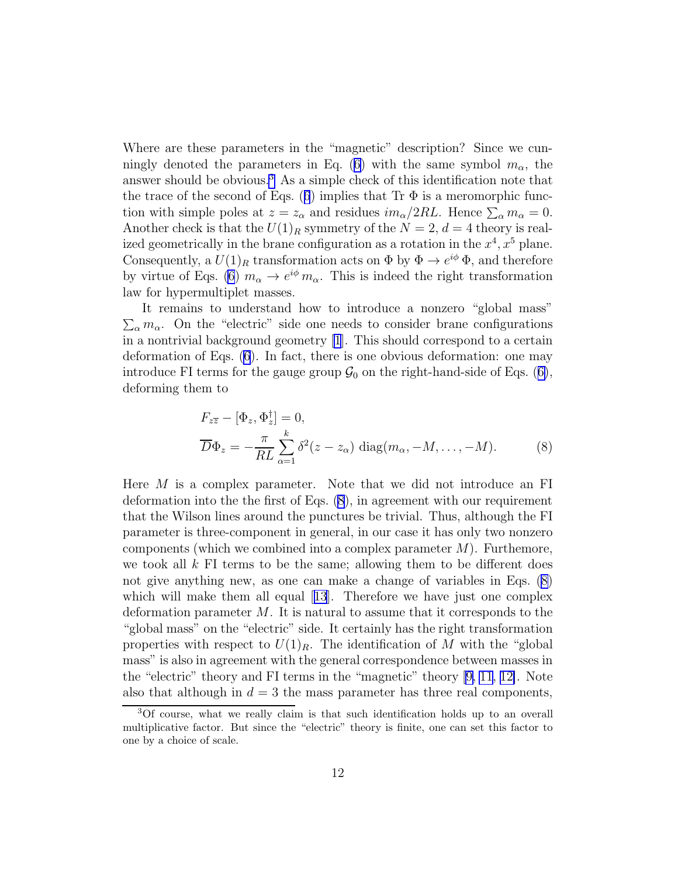Where are these parameters in the "magnetic" description? Since we cunningly denoted the parameters in Eq. (6) with the same symbol $m_\alpha$, the answer should be obvious.[3] As a simple check of this identification note that the trace of the second of Eqs. (6) implies that Tr $\Phi$ is a meromorphic function with simple poles at $z = z_\alpha$ and residues $im_\alpha/2RL$. Hence $\sum_\alpha m_\alpha = 0$. Another check is that the $U(1)_R$ symmetry of the $N = 2$, $d = 4$ theory is realized geometrically in the brane configuration as a rotation in the $x^4, x^5$ plane. Consequently, a $U(1)_R$ transformation acts on $\Phi$ by $\Phi \to e^{i\phi}\,\Phi$, and therefore by virtue of Eqs. (6) $m_\alpha \to e^{i\phi}\,m_\alpha$. This is indeed the right transformation law for hypermultiplet masses.

It remains to understand how to introduce a nonzero "global mass" $\sum_\alpha m_\alpha$. On the "electric" side one needs to consider brane configurations in a nontrivial background geometry [1]. This should correspond to a certain deformation of Eqs. (6). In fact, there is one obvious deformation: one may introduce FI terms for the gauge group $\mathcal{G}_0$ on the right-hand-side of Eqs. (6), deforming them to

$$
\begin{aligned}
&F_{z\bar{z}} - [\Phi_z, \Phi_z^\dagger] = 0, \\
&\overline{D}\Phi_z = -\frac{\pi}{RL}\sum_{\alpha=1}^{k} \delta^2(z - z_\alpha)\ \mathrm{diag}(m_\alpha, -M, \ldots, -M).
\end{aligned}
\tag{8}
$$

Here $M$ is a complex parameter. Note that we did not introduce an FI deformation into the the first of Eqs. (8), in agreement with our requirement that the Wilson lines around the punctures be trivial. Thus, although the FI parameter is three-component in general, in our case it has only two nonzero components (which we combined into a complex parameter $M$). Furthemore, we took all $k$ FI terms to be the same; allowing them to be different does not give anything new, as one can make a change of variables in Eqs. (8) which will make them all equal [13]. Therefore we have just one complex deformation parameter $M$. It is natural to assume that it corresponds to the "global mass" on the "electric" side. It certainly has the right transformation properties with respect to $U(1)_R$. The identification of $M$ with the "global mass" is also in agreement with the general correspondence between masses in the "electric" theory and FI terms in the "magnetic" theory [9, 11, 12]. Note also that although in $d = 3$ the mass parameter has three real components,

[3] Of course, what we really claim is that such identification holds up to an overall multiplicative factor. But since the "electric" theory is finite, one can set this factor to one by a choice of scale.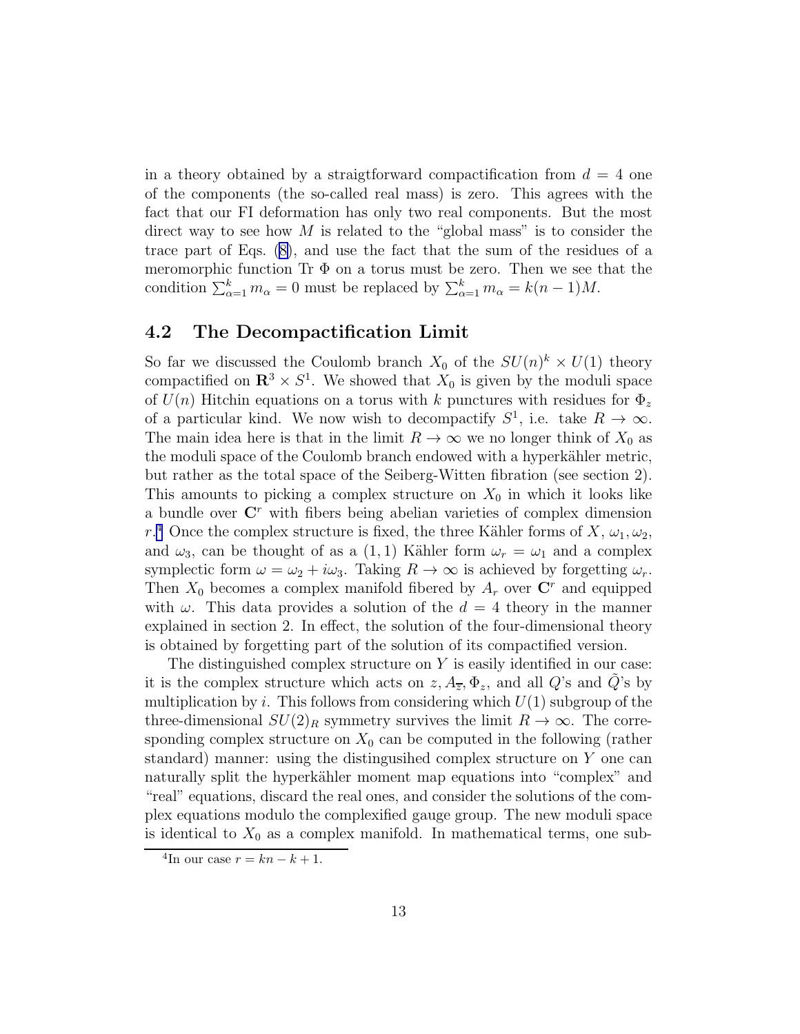in a theory obtained by a straigtforward compactification from $d = 4$ one of the components (the so-called real mass) is zero. This agrees with the fact that our FI deformation has only two real components. But the most direct way to see how $M$ is related to the "global mass" is to consider the trace part of Eqs. (8), and use the fact that the sum of the residues of a meromorphic function Tr $\Phi$ on a torus must be zero. Then we see that the condition $\sum_{\alpha=1}^{k} m_\alpha = 0$ must be replaced by $\sum_{\alpha=1}^{k} m_\alpha = k(n-1)M$.

## 4.2 The Decompactification Limit

So far we discussed the Coulomb branch $X_0$ of the $SU(n)^k \times U(1)$ theory compactified on $\mathbf{R}^3 \times S^1$. We showed that $X_0$ is given by the moduli space of $U(n)$ Hitchin equations on a torus with $k$ punctures with residues for $\Phi_z$ of a particular kind. We now wish to decompactify $S^1$, i.e. take $R \to \infty$. The main idea here is that in the limit $R \to \infty$ we no longer think of $X_0$ as the moduli space of the Coulomb branch endowed with a hyperkähler metric, but rather as the total space of the Seiberg-Witten fibration (see section 2). This amounts to picking a complex structure on $X_0$ in which it looks like a bundle over $\mathbf{C}^r$ with fibers being abelian varieties of complex dimension $r$.[4] Once the complex structure is fixed, the three Kähler forms of $X$, $\omega_1, \omega_2$, and $\omega_3$, can be thought of as a $(1,1)$ Kähler form $\omega_r = \omega_1$ and a complex symplectic form $\omega = \omega_2 + i\omega_3$. Taking $R \to \infty$ is achieved by forgetting $\omega_r$. Then $X_0$ becomes a complex manifold fibered by $A_r$ over $\mathbf{C}^r$ and equipped with $\omega$. This data provides a solution of the $d = 4$ theory in the manner explained in section 2. In effect, the solution of the four-dimensional theory is obtained by forgetting part of the solution of its compactified version.

The distinguished complex structure on $Y$ is easily identified in our case: it is the complex structure which acts on $z, A_{\overline{z}}, \Phi_z$, and all $Q$'s and $\tilde{Q}$'s by multiplication by $i$. This follows from considering which $U(1)$ subgroup of the three-dimensional $SU(2)_R$ symmetry survives the limit $R \to \infty$. The corresponding complex structure on $X_0$ can be computed in the following (rather standard) manner: using the distingusihed complex structure on $Y$ one can naturally split the hyperkähler moment map equations into "complex" and "real" equations, discard the real ones, and consider the solutions of the complex equations modulo the complexified gauge group. The new moduli space is identical to $X_0$ as a complex manifold. In mathematical terms, one sub-

[4] In our case $r = kn - k + 1$.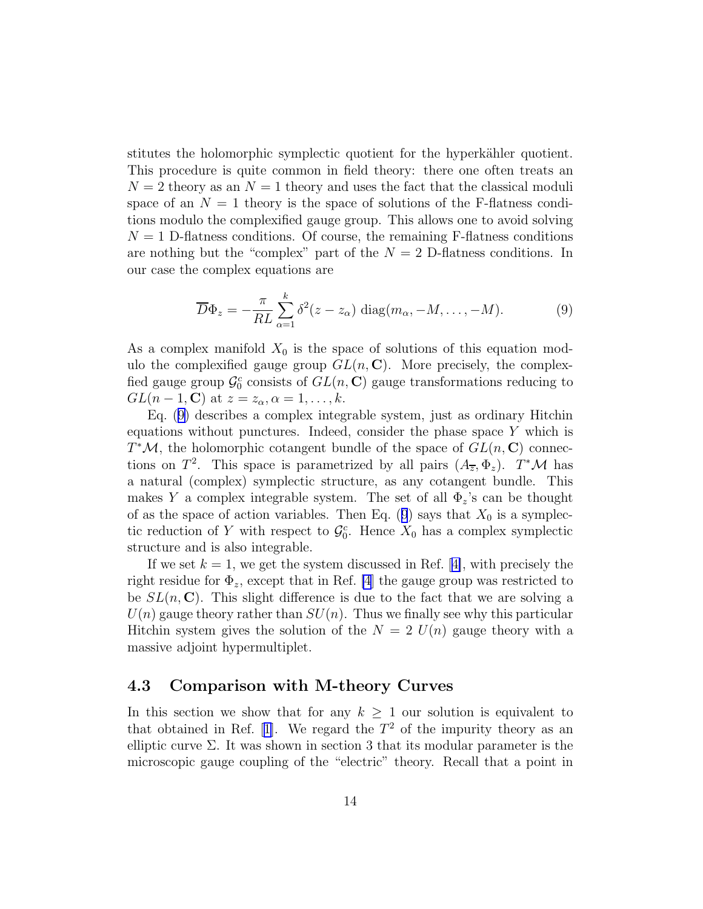stitutes the holomorphic symplectic quotient for the hyperkähler quotient. This procedure is quite common in field theory: there one often treats an $N = 2$ theory as an $N = 1$ theory and uses the fact that the classical moduli space of an $N = 1$ theory is the space of solutions of the F-flatness conditions modulo the complexified gauge group. This allows one to avoid solving $N = 1$ D-flatness conditions. Of course, the remaining F-flatness conditions are nothing but the "complex" part of the $N = 2$ D-flatness conditions. In our case the complex equations are

$$\overline{D}\Phi_z = -\frac{\pi}{RL}\sum_{\alpha=1}^{k}\delta^2(z - z_\alpha)\ \mathrm{diag}(m_\alpha, -M, \ldots, -M). \tag{9}$$

As a complex manifold $X_0$ is the space of solutions of this equation modulo the complexified gauge group $GL(n, \mathbf{C})$. More precisely, the complexified gauge group $\mathcal{G}_0^c$ consists of $GL(n, \mathbf{C})$ gauge transformations reducing to $GL(n-1, \mathbf{C})$ at $z = z_\alpha, \alpha = 1, \ldots, k$.

Eq. (9) describes a complex integrable system, just as ordinary Hitchin equations without punctures. Indeed, consider the phase space $Y$ which is $T^*\mathcal{M}$, the holomorphic cotangent bundle of the space of $GL(n, \mathbf{C})$ connections on $T^2$. This space is parametrized by all pairs $(A_{\overline{z}}, \Phi_z)$. $T^*\mathcal{M}$ has a natural (complex) symplectic structure, as any cotangent bundle. This makes $Y$ a complex integrable system. The set of all $\Phi_z$'s can be thought of as the space of action variables. Then Eq. (9) says that $X_0$ is a symplectic reduction of $Y$ with respect to $\mathcal{G}_0^c$. Hence $X_0$ has a complex symplectic structure and is also integrable.

If we set $k = 1$, we get the system discussed in Ref. [4], with precisely the right residue for $\Phi_z$, except that in Ref. [4] the gauge group was restricted to be $SL(n, \mathbf{C})$. This slight difference is due to the fact that we are solving a $U(n)$ gauge theory rather than $SU(n)$. Thus we finally see why this particular Hitchin system gives the solution of the $N = 2$ $U(n)$ gauge theory with a massive adjoint hypermultiplet.

### 4.3 Comparison with M-theory Curves

In this section we show that for any $k \geq 1$ our solution is equivalent to that obtained in Ref. [1]. We regard the $T^2$ of the impurity theory as an elliptic curve $\Sigma$. It was shown in section 3 that its modular parameter is the microscopic gauge coupling of the "electric" theory. Recall that a point in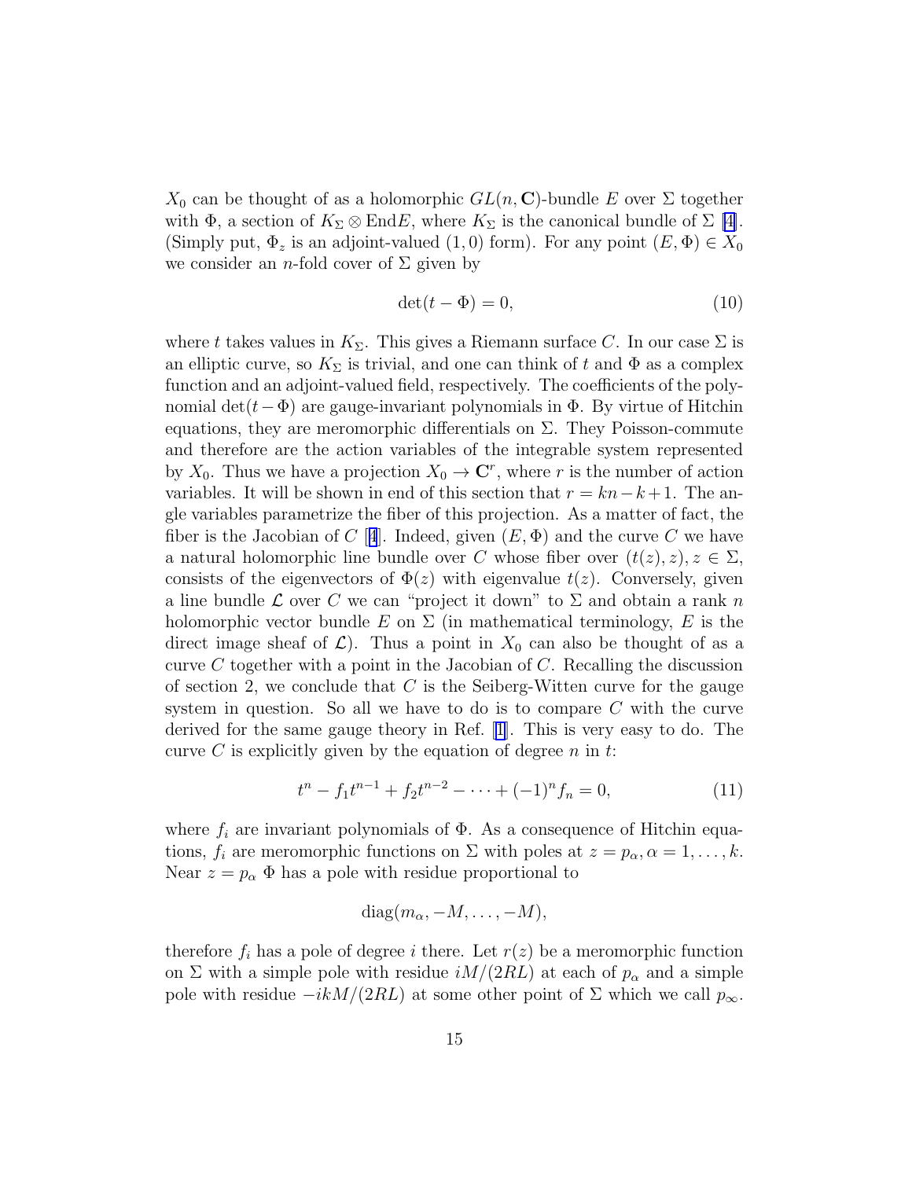$X_0$ can be thought of as a holomorphic $GL(n, \mathbf{C})$-bundle $E$ over $\Sigma$ together with $\Phi$, a section of $K_\Sigma \otimes \mathrm{End}E$, where $K_\Sigma$ is the canonical bundle of $\Sigma$ [4]. (Simply put, $\Phi_z$ is an adjoint-valued $(1,0)$ form). For any point $(E, \Phi) \in X_0$ we consider an $n$-fold cover of $\Sigma$ given by

$$\det(t - \Phi) = 0, \tag{10}$$

where $t$ takes values in $K_\Sigma$. This gives a Riemann surface $C$. In our case $\Sigma$ is an elliptic curve, so $K_\Sigma$ is trivial, and one can think of $t$ and $\Phi$ as a complex function and an adjoint-valued field, respectively. The coefficients of the polynomial $\det(t-\Phi)$ are gauge-invariant polynomials in $\Phi$. By virtue of Hitchin equations, they are meromorphic differentials on $\Sigma$. They Poisson-commute and therefore are the action variables of the integrable system represented by $X_0$. Thus we have a projection $X_0 \to \mathbf{C}^r$, where $r$ is the number of action variables. It will be shown in end of this section that $r = kn - k + 1$. The angle variables parametrize the fiber of this projection. As a matter of fact, the fiber is the Jacobian of $C$ [4]. Indeed, given $(E, \Phi)$ and the curve $C$ we have a natural holomorphic line bundle over $C$ whose fiber over $(t(z), z), z \in \Sigma$, consists of the eigenvectors of $\Phi(z)$ with eigenvalue $t(z)$. Conversely, given a line bundle $\mathcal{L}$ over $C$ we can "project it down" to $\Sigma$ and obtain a rank $n$ holomorphic vector bundle $E$ on $\Sigma$ (in mathematical terminology, $E$ is the direct image sheaf of $\mathcal{L}$). Thus a point in $X_0$ can also be thought of as a curve $C$ together with a point in the Jacobian of $C$. Recalling the discussion of section 2, we conclude that $C$ is the Seiberg-Witten curve for the gauge system in question. So all we have to do is to compare $C$ with the curve derived for the same gauge theory in Ref. [1]. This is very easy to do. The curve $C$ is explicitly given by the equation of degree $n$ in $t$:

$$t^n - f_1 t^{n-1} + f_2 t^{n-2} - \cdots + (-1)^n f_n = 0, \tag{11}$$

where $f_i$ are invariant polynomials of $\Phi$. As a consequence of Hitchin equations, $f_i$ are meromorphic functions on $\Sigma$ with poles at $z = p_\alpha, \alpha = 1, \ldots, k$. Near $z = p_\alpha$ $\Phi$ has a pole with residue proportional to

$$\mathrm{diag}(m_\alpha, -M, \ldots, -M),$$

therefore $f_i$ has a pole of degree $i$ there. Let $r(z)$ be a meromorphic function on $\Sigma$ with a simple pole with residue $iM/(2RL)$ at each of $p_\alpha$ and a simple pole with residue $-ikM/(2RL)$ at some other point of $\Sigma$ which we call $p_\infty$.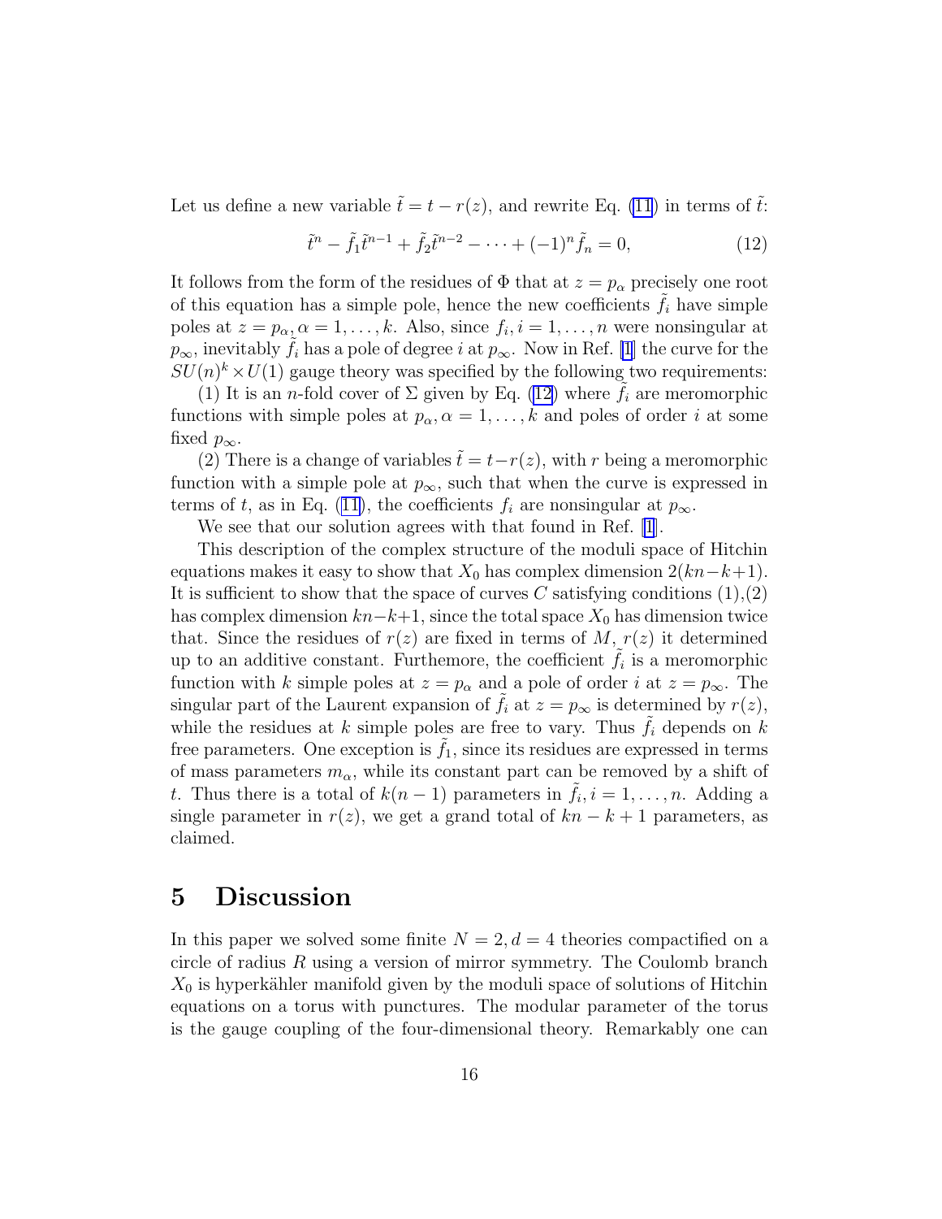Let us define a new variable $\tilde{t} = t - r(z)$, and rewrite Eq. (11) in terms of $\tilde{t}$:

$$\tilde{t}^n - \tilde{f}_1 \tilde{t}^{n-1} + \tilde{f}_2 \tilde{t}^{n-2} - \cdots + (-1)^n \tilde{f}_n = 0, \tag{12}$$

It follows from the form of the residues of $\Phi$ that at $z = p_\alpha$ precisely one root of this equation has a simple pole, hence the new coefficients $\tilde{f}_i$ have simple poles at $z = p_\alpha, \alpha = 1, \ldots, k$. Also, since $f_i, i = 1, \ldots, n$ were nonsingular at $p_\infty$, inevitably $\tilde{f}_i$ has a pole of degree $i$ at $p_\infty$. Now in Ref. [1] the curve for the $SU(n)^k \times U(1)$ gauge theory was specified by the following two requirements:

(1) It is an $n$-fold cover of $\Sigma$ given by Eq. (12) where $\tilde{f}_i$ are meromorphic functions with simple poles at $p_\alpha, \alpha = 1, \ldots, k$ and poles of order $i$ at some fixed $p_\infty$.

(2) There is a change of variables $\tilde{t} = t - r(z)$, with $r$ being a meromorphic function with a simple pole at $p_\infty$, such that when the curve is expressed in terms of $t$, as in Eq. (11), the coefficients $f_i$ are nonsingular at $p_\infty$.

We see that our solution agrees with that found in Ref. [1].

This description of the complex structure of the moduli space of Hitchin equations makes it easy to show that $X_0$ has complex dimension $2(kn-k+1)$. It is sufficient to show that the space of curves $C$ satisfying conditions (1),(2) has complex dimension $kn-k+1$, since the total space $X_0$ has dimension twice that. Since the residues of $r(z)$ are fixed in terms of $M$, $r(z)$ it determined up to an additive constant. Futhemore, the coefficient $\tilde{f}_i$ is a meromorphic function with $k$ simple poles at $z = p_\alpha$ and a pole of order $i$ at $z = p_\infty$. The singular part of the Laurent expansion of $\tilde{f}_i$ at $z = p_\infty$ is determined by $r(z)$, while the residues at $k$ simple poles are free to vary. Thus $\tilde{f}_i$ depends on $k$ free parameters. One exception is $\tilde{f}_1$, since its residues are expressed in terms of mass parameters $m_\alpha$, while its constant part can be removed by a shift of $t$. Thus there is a total of $k(n-1)$ parameters in $\tilde{f}_i, i = 1, \ldots, n$. Adding a single parameter in $r(z)$, we get a grand total of $kn - k + 1$ parameters, as claimed.

# 5 Discussion

In this paper we solved some finite $N = 2, d = 4$ theories compactified on a circle of radius $R$ using a version of mirror symmetry. The Coulomb branch $X_0$ is hyperkähler manifold given by the moduli space of solutions of Hitchin equations on a torus with punctures. The modular parameter of the torus is the gauge coupling of the four-dimensional theory. Remarkably one can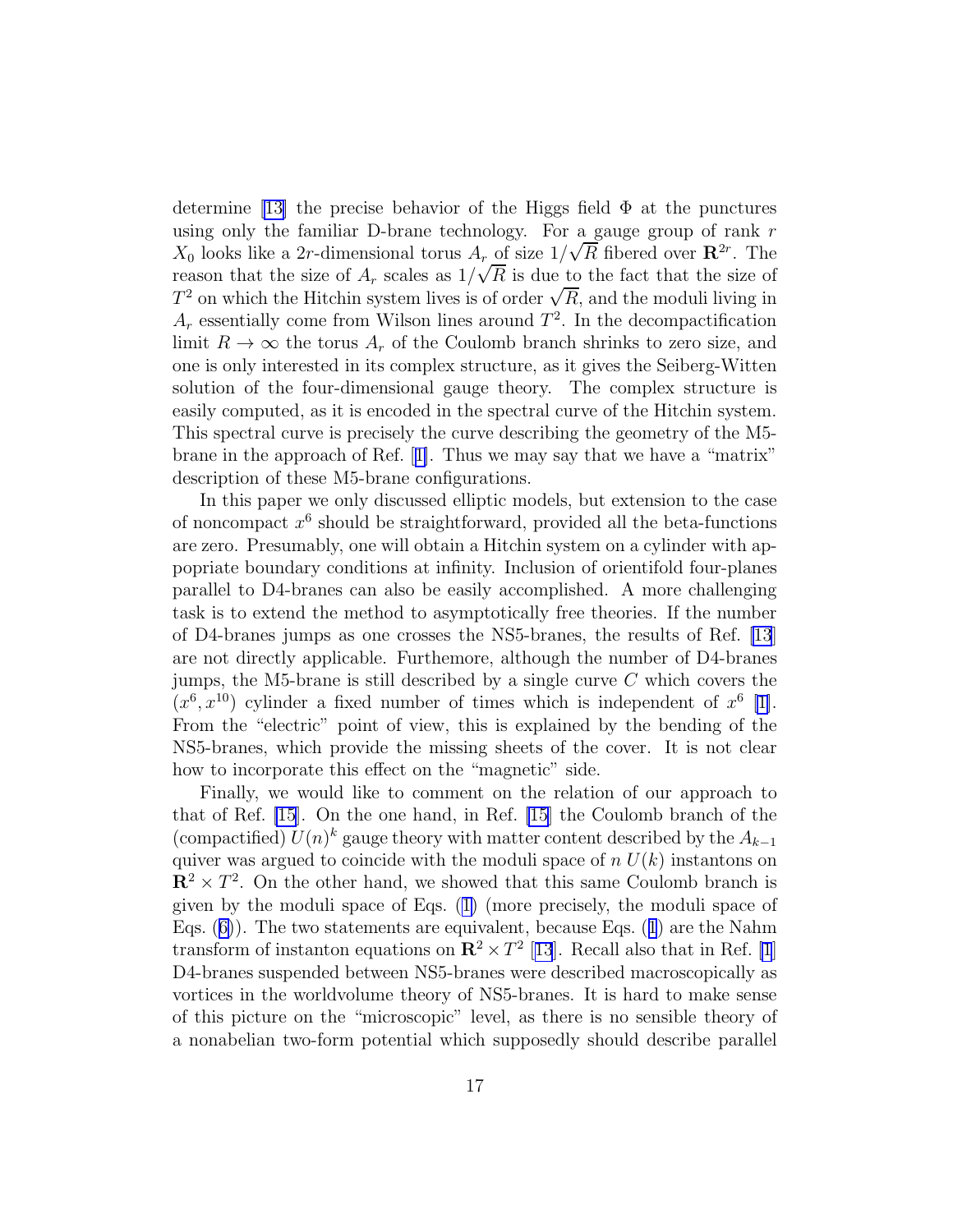determine [13] the precise behavior of the Higgs field $\Phi$ at the punctures using only the familiar D-brane technology. For a gauge group of rank $r$ $X_0$ looks like a $2r$-dimensional torus $A_r$ of size $1/\sqrt{R}$ fibered over $\mathbf{R}^{2r}$. The reason that the size of $A_r$ scales as $1/\sqrt{R}$ is due to the fact that the size of $T^2$ on which the Hitchin system lives is of order $\sqrt{R}$, and the moduli living in $A_r$ essentially come from Wilson lines around $T^2$. In the decompactification limit $R \to \infty$ the torus $A_r$ of the Coulomb branch shrinks to zero size, and one is only interested in its complex structure, as it gives the Seiberg-Witten solution of the four-dimensional gauge theory. The complex structure is easily computed, as it is encoded in the spectral curve of the Hitchin system. This spectral curve is precisely the curve describing the geometry of the M5-brane in the approach of Ref. [1]. Thus we may say that we have a "matrix" description of these M5-brane configurations.

In this paper we only discussed elliptic models, but extension to the case of noncompact $x^6$ should be straightforward, provided all the beta-functions are zero. Presumably, one will obtain a Hitchin system on a cylinder with appopriate boundary conditions at infinity. Inclusion of orientifold four-planes parallel to D4-branes can also be easily accomplished. A more challenging task is to extend the method to asymptotically free theories. If the number of D4-branes jumps as one crosses the NS5-branes, the results of Ref. [13] are not directly applicable. Furthemore, although the number of D4-branes jumps, the M5-brane is still described by a single curve $C$ which covers the $(x^6, x^{10})$ cylinder a fixed number of times which is independent of $x^6$ [1]. From the "electric" point of view, this is explained by the bending of the NS5-branes, which provide the missing sheets of the cover. It is not clear how to incorporate this effect on the "magnetic" side.

Finally, we would like to comment on the relation of our approach to that of Ref. [15]. On the one hand, in Ref. [15] the Coulomb branch of the (compactified) $U(n)^k$ gauge theory with matter content described by the $A_{k-1}$ quiver was argued to coincide with the moduli space of $n$ $U(k)$ instantons on $\mathbf{R}^2 \times T^2$. On the other hand, we showed that this same Coulomb branch is given by the moduli space of Eqs. (1) (more precisely, the moduli space of Eqs. (6)). The two statements are equivalent, because Eqs. (1) are the Nahm transform of instanton equations on $\mathbf{R}^2 \times T^2$ [13]. Recall also that in Ref. [1] D4-branes suspended between NS5-branes were described macroscopically as vortices in the worldvolume theory of NS5-branes. It is hard to make sense of this picture on the "microscopic" level, as there is no sensible theory of a nonabelian two-form potential which supposedly should describe parallel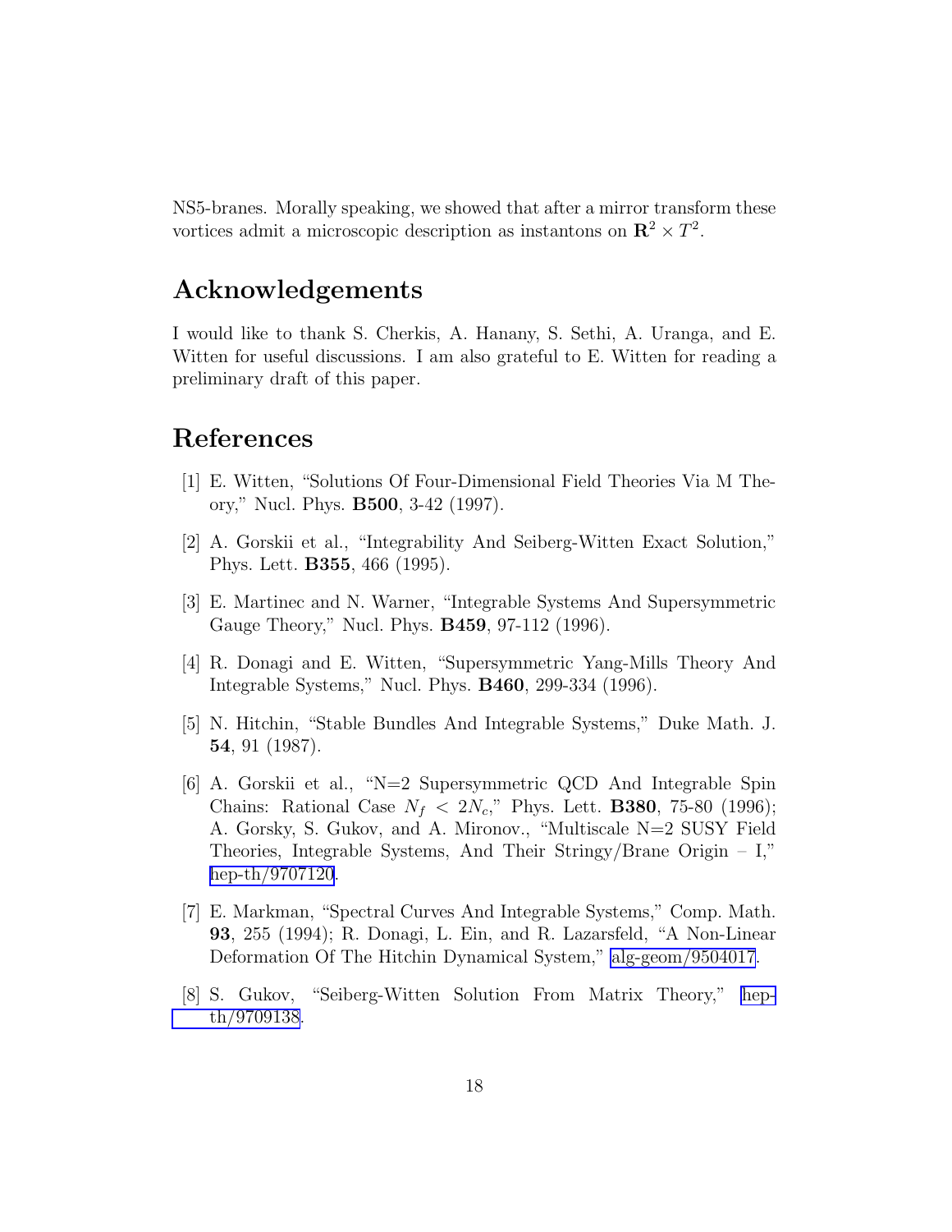NS5-branes. Morally speaking, we showed that after a mirror transform these vortices admit a microscopic description as instantons on $\mathbf{R}^2 \times T^2$.

## Acknowledgements

I would like to thank S. Cherkis, A. Hanany, S. Sethi, A. Uranga, and E. Witten for useful discussions. I am also grateful to E. Witten for reading a preliminary draft of this paper.

## References

[1] E. Witten, "Solutions Of Four-Dimensional Field Theories Via M Theory," Nucl. Phys. **B500**, 3-42 (1997).

[2] A. Gorskii et al., "Integrability And Seiberg-Witten Exact Solution," Phys. Lett. **B355**, 466 (1995).

[3] E. Martinec and N. Warner, "Integrable Systems And Supersymmetric Gauge Theory," Nucl. Phys. **B459**, 97-112 (1996).

[4] R. Donagi and E. Witten, "Supersymmetric Yang-Mills Theory And Integrable Systems," Nucl. Phys. **B460**, 299-334 (1996).

[5] N. Hitchin, "Stable Bundles And Integrable Systems," Duke Math. J. **54**, 91 (1987).

[6] A. Gorskii et al., "N=2 Supersymmetric QCD And Integrable Spin Chains: Rational Case $N_f < 2N_c$," Phys. Lett. **B380**, 75-80 (1996); A. Gorsky, S. Gukov, and A. Mironov., "Multiscale N=2 SUSY Field Theories, Integrable Systems, And Their Stringy/Brane Origin – I," hep-th/9707120.

[7] E. Markman, "Spectral Curves And Integrable Systems," Comp. Math. **93**, 255 (1994); R. Donagi, L. Ein, and R. Lazarsfeld, "A Non-Linear Deformation Of The Hitchin Dynamical System," alg-geom/9504017.

[8] S. Gukov, "Seiberg-Witten Solution From Matrix Theory," hep-th/9709138.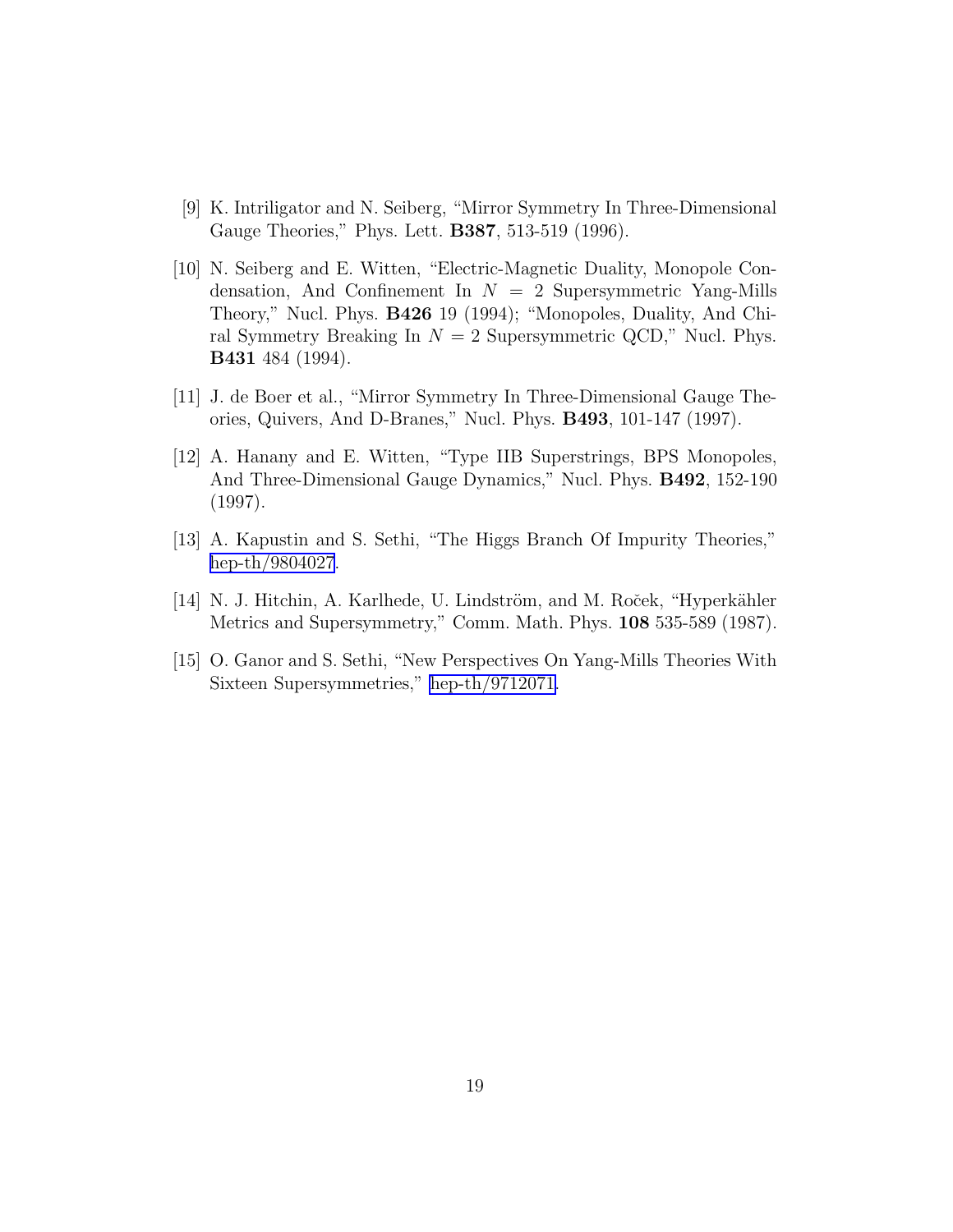[9] K. Intriligator and N. Seiberg, "Mirror Symmetry In Three-Dimensional Gauge Theories," Phys. Lett. **B387**, 513-519 (1996).

[10] N. Seiberg and E. Witten, "Electric-Magnetic Duality, Monopole Condensation, And Confinement In $N = 2$ Supersymmetric Yang-Mills Theory," Nucl. Phys. **B426** 19 (1994); "Monopoles, Duality, And Chiral Symmetry Breaking In $N = 2$ Supersymmetric QCD," Nucl. Phys. **B431** 484 (1994).

[11] J. de Boer et al., "Mirror Symmetry In Three-Dimensional Gauge Theories, Quivers, And D-Branes," Nucl. Phys. **B493**, 101-147 (1997).

[12] A. Hanany and E. Witten, "Type IIB Superstrings, BPS Monopoles, And Three-Dimensional Gauge Dynamics," Nucl. Phys. **B492**, 152-190 (1997).

[13] A. Kapustin and S. Sethi, "The Higgs Branch Of Impurity Theories," hep-th/9804027.

[14] N. J. Hitchin, A. Karlhede, U. Lindström, and M. Roček, "Hyperkähler Metrics and Supersymmetry," Comm. Math. Phys. **108** 535-589 (1987).

[15] O. Ganor and S. Sethi, "New Perspectives On Yang-Mills Theories With Sixteen Supersymmetries," hep-th/9712071.